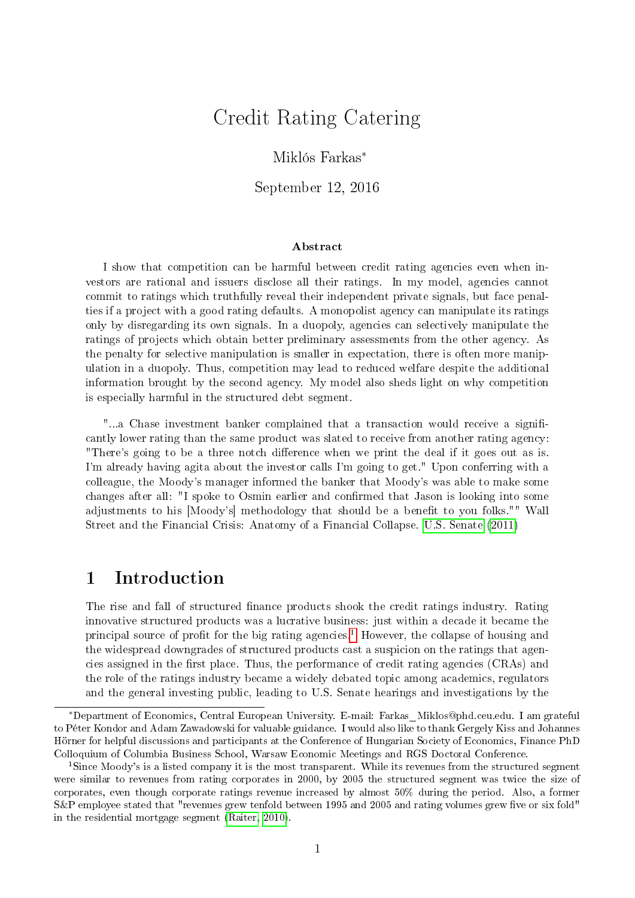# Credit Rating Catering

Miklós Farkas*

September 12, 2016

### Abstract

I show that competition can be harmful between credit rating agencies even when investors are rational and issuers disclose all their ratings. In my model, agencies cannot commit to ratings which truthfully reveal their independent private signals, but face penalties if a project with a good rating defaults. A monopolist agency can manipulate its ratings only by disregarding its own signals. In a duopoly, agencies can selectively manipulate the ratings of projects which obtain better preliminary assessments from the other agency. As the penalty for selective manipulation is smaller in expectation, there is often more manipulation in a duopoly. Thus, competition may lead to reduced welfare despite the additional information brought by the second agency. My model also sheds light on why competition is especially harmful in the structured debt segment.

"...a Chase investment banker complained that a transaction would receive a significantly lower rating than the same product was slated to receive from another rating agency: "There's going to be a three notch difference when we print the deal if it goes out as is. I'm already having agita about the investor calls I'm going to get." Upon conferring with a colleague, the Moody's manager informed the banker that Moody's was able to make some changes after all: "I spoke to Osmin earlier and confirmed that Jason is looking into some adjustments to his [Moody's] methodology that should be a benefit to you folks."" Wall Street and the Financial Crisis: Anatomy of a Financial Collapse. U.S. Senate (2011)

## 1 Introduction

The rise and fall of structured finance products shook the credit ratings industry. Rating innovative structured products was a lucrative business: just within a decade it became the principal source of profit for the big rating agencies.[1] However, the collapse of housing and the widespread downgrades of structured products cast a suspicion on the ratings that agencies assigned in the first place. Thus, the performance of credit rating agencies (CRAs) and the role of the ratings industry became a widely debated topic among academics, regulators and the general investing public, leading to U.S. Senate hearings and investigations by the

---

*Department of Economics, Central European University. E-mail: Farkas_Miklos@phd.ceu.edu. I am grateful to Péter Kondor and Adam Zawadowski for valuable guidance. I would also like to thank Gergely Kiss and Johannes Hörner for helpful discussions and participants at the Conference of Hungarian Society of Economics, Finance PhD Colloquium of Columbia Business School, Warsaw Economic Meetings and RGS Doctoral Conference.

[1] Since Moody's is a listed company it is the most transparent. While its revenues from the structured segment were similar to revenues from rating corporates in 2000, by 2005 the structured segment was twice the size of corporates, even though corporate ratings revenue increased by almost 50% during the period. Also, a former S&P employee stated that "revenues grew tenfold between 1995 and 2005 and rating volumes grew five or six fold" in the residential mortgage segment (Raiter, 2010).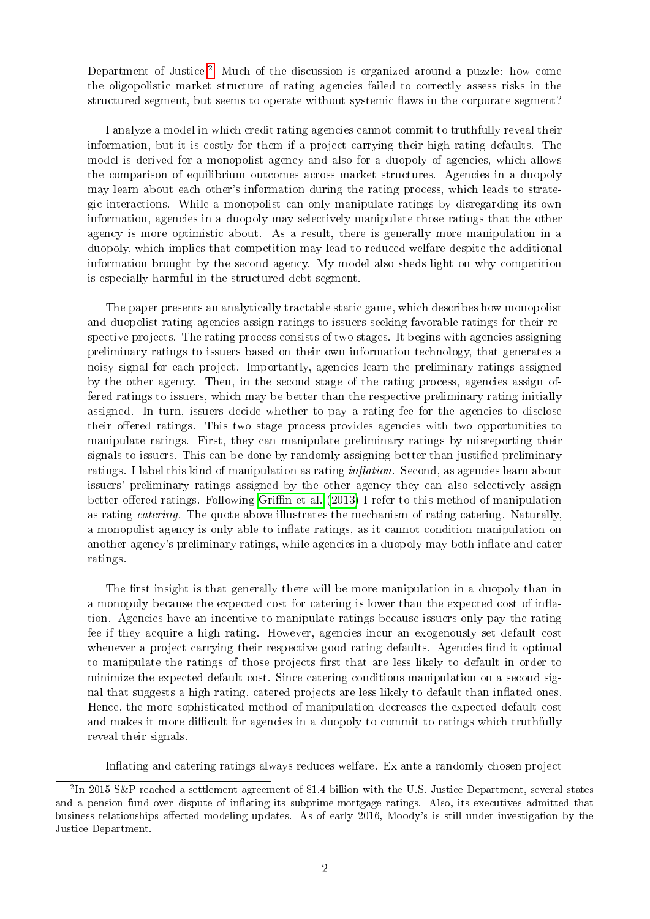Department of Justice.[2] Much of the discussion is organized around a puzzle: how come the oligopolistic market structure of rating agencies failed to correctly assess risks in the structured segment, but seems to operate without systemic flaws in the corporate segment?

I analyze a model in which credit rating agencies cannot commit to truthfully reveal their information, but it is costly for them if a project carrying their high rating defaults. The model is derived for a monopolist agency and also for a duopoly of agencies, which allows the comparison of equilibrium outcomes across market structures. Agencies in a duopoly may learn about each other's information during the rating process, which leads to strategic interactions. While a monopolist can only manipulate ratings by disregarding its own information, agencies in a duopoly may selectively manipulate those ratings that the other agency is more optimistic about. As a result, there is generally more manipulation in a duopoly, which implies that competition may lead to reduced welfare despite the additional information brought by the second agency. My model also sheds light on why competition is especially harmful in the structured debt segment.

The paper presents an analytically tractable static game, which describes how monopolist and duopolist rating agencies assign ratings to issuers seeking favorable ratings for their respective projects. The rating process consists of two stages. It begins with agencies assigning preliminary ratings to issuers based on their own information technology, that generates a noisy signal for each project. Importantly, agencies learn the preliminary ratings assigned by the other agency. Then, in the second stage of the rating process, agencies assign offered ratings to issuers, which may be better than the respective preliminary rating initially assigned. In turn, issuers decide whether to pay a rating fee for the agencies to disclose their offered ratings. This two stage process provides agencies with two opportunities to manipulate ratings. First, they can manipulate preliminary ratings by misreporting their signals to issuers. This can be done by randomly assigning better than justified preliminary ratings. I label this kind of manipulation as rating *inflation*. Second, as agencies learn about issuers' preliminary ratings assigned by the other agency they can also selectively assign better offered ratings. Following Griffin et al. (2013) I refer to this method of manipulation as rating *catering*. The quote above illustrates the mechanism of rating catering. Naturally, a monopolist agency is only able to inflate ratings, as it cannot condition manipulation on another agency's preliminary ratings, while agencies in a duopoly may both inflate and cater ratings.

The first insight is that generally there will be more manipulation in a duopoly than in a monopoly because the expected cost for catering is lower than the expected cost of inflation. Agencies have an incentive to manipulate ratings because issuers only pay the rating fee if they acquire a high rating. However, agencies incur an exogenously set default cost whenever a project carrying their respective good rating defaults. Agencies find it optimal to manipulate the ratings of those projects first that are less likely to default in order to minimize the expected default cost. Since catering conditions manipulation on a second signal that suggests a high rating, catered projects are less likely to default than inflated ones. Hence, the more sophisticated method of manipulation decreases the expected default cost and makes it more difficult for agencies in a duopoly to commit to ratings which truthfully reveal their signals.

Inflating and catering ratings always reduces welfare. Ex ante a randomly chosen project

[2] In 2015 S&P reached a settlement agreement of $1.4 billion with the U.S. Justice Department, several states and a pension fund over dispute of inflating its subprime-mortgage ratings. Also, its executives admitted that business relationships affected modeling updates. As of early 2016, Moody's is still under investigation by the Justice Department.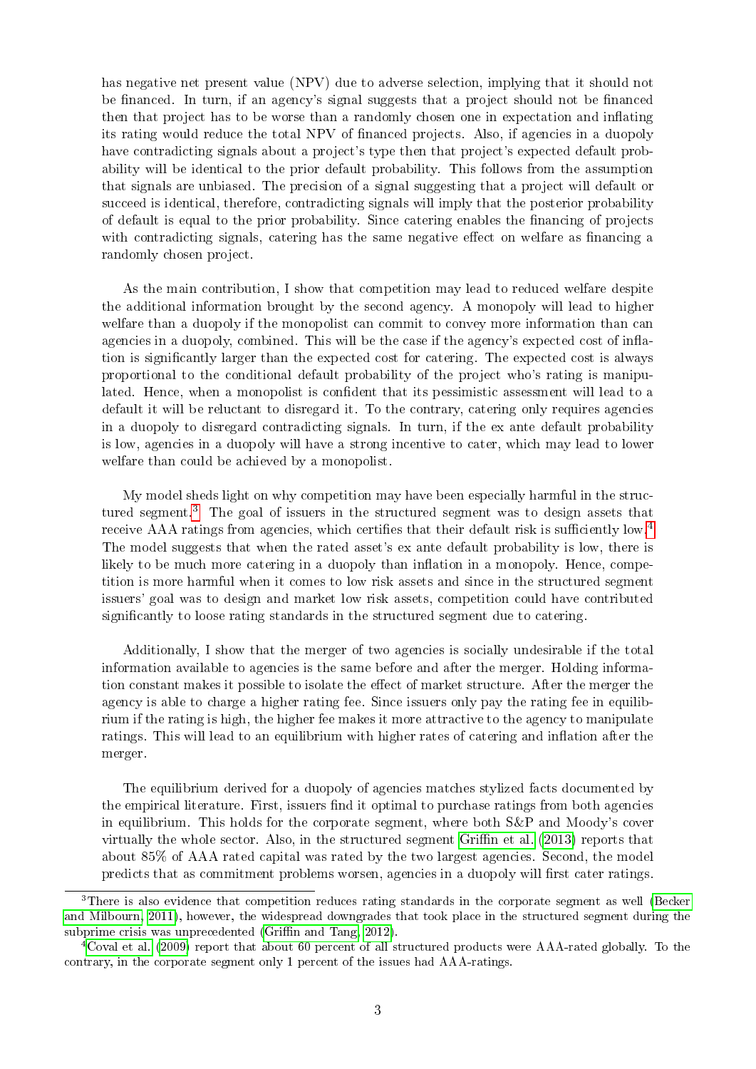has negative net present value (NPV) due to adverse selection, implying that it should not be financed. In turn, if an agency's signal suggests that a project should not be financed then that project has to be worse than a randomly chosen one in expectation and inflating its rating would reduce the total NPV of financed projects. Also, if agencies in a duopoly have contradicting signals about a project's type then that project's expected default probability will be identical to the prior default probability. This follows from the assumption that signals are unbiased. The precision of a signal suggesting that a project will default or succeed is identical, therefore, contradicting signals will imply that the posterior probability of default is equal to the prior probability. Since catering enables the financing of projects with contradicting signals, catering has the same negative effect on welfare as financing a randomly chosen project.

As the main contribution, I show that competition may lead to reduced welfare despite the additional information brought by the second agency. A monopoly will lead to higher welfare than a duopoly if the monopolist can commit to convey more information than can agencies in a duopoly, combined. This will be the case if the agency's expected cost of inflation is significantly larger than the expected cost for catering. The expected cost is always proportional to the conditional default probability of the project who's rating is manipulated. Hence, when a monopolist is confident that its pessimistic assessment will lead to a default it will be reluctant to disregard it. To the contrary, catering only requires agencies in a duopoly to disregard contradicting signals. In turn, if the ex ante default probability is low, agencies in a duopoly will have a strong incentive to cater, which may lead to lower welfare than could be achieved by a monopolist.

My model sheds light on why competition may have been especially harmful in the structured segment.[3] The goal of issuers in the structured segment was to design assets that receive AAA ratings from agencies, which certifies that their default risk is sufficiently low.[4] The model suggests that when the rated asset's ex ante default probability is low, there is likely to be much more catering in a duopoly than inflation in a monopoly. Hence, competition is more harmful when it comes to low risk assets and since in the structured segment issuers' goal was to design and market low risk assets, competition could have contributed significantly to loose rating standards in the structured segment due to catering.

Additionally, I show that the merger of two agencies is socially undesirable if the total information available to agencies is the same before and after the merger. Holding information constant makes it possible to isolate the effect of market structure. After the merger the agency is able to charge a higher rating fee. Since issuers only pay the rating fee in equilibrium if the rating is high, the higher fee makes it more attractive to the agency to manipulate ratings. This will lead to an equilibrium with higher rates of catering and inflation after the merger.

The equilibrium derived for a duopoly of agencies matches stylized facts documented by the empirical literature. First, issuers find it optimal to purchase ratings from both agencies in equilibrium. This holds for the corporate segment, where both S&P and Moody's cover virtually the whole sector. Also, in the structured segment Griffin et al. (2013) reports that about 85% of AAA rated capital was rated by the two largest agencies. Second, the model predicts that as commitment problems worsen, agencies in a duopoly will first cater ratings.

[3] There is also evidence that competition reduces rating standards in the corporate segment as well (Becker and Milbourn, 2011), however, the widespread downgrades that took place in the structured segment during the subprime crisis was unprecedented (Griffin and Tang, 2012).

[4] Coval et al. (2009) report that about 60 percent of all structured products were AAA-rated globally. To the contrary, in the corporate segment only 1 percent of the issues had AAA-ratings.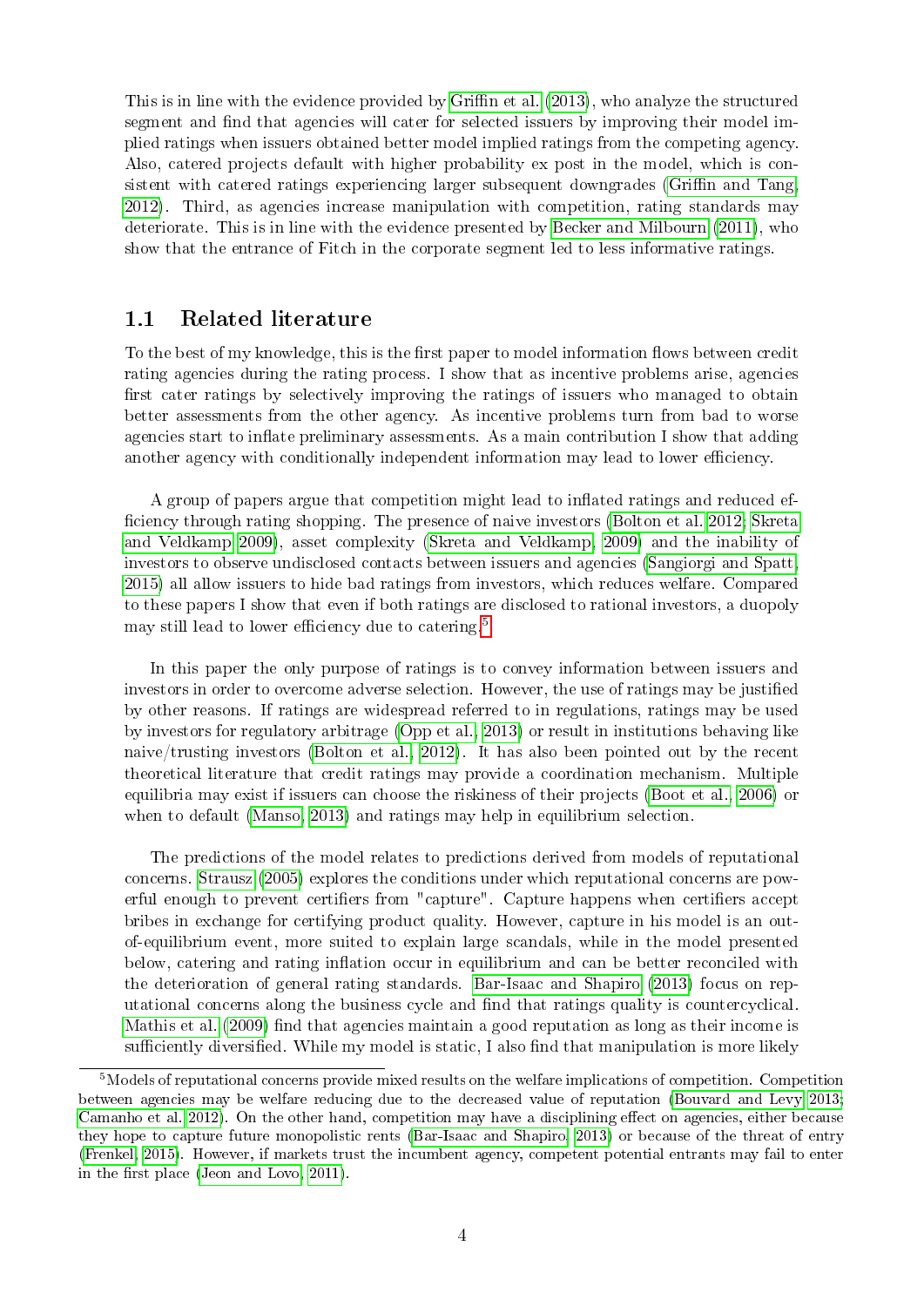This is in line with the evidence provided by Griffin et al. (2013), who analyze the structured segment and find that agencies will cater for selected issuers by improving their model implied ratings when issuers obtained better model implied ratings from the competing agency. Also, catered projects default with higher probability ex post in the model, which is consistent with catered ratings experiencing larger subsequent downgrades (Griffin and Tang, 2012). Third, as agencies increase manipulation with competition, rating standards may deteriorate. This is in line with the evidence presented by Becker and Milbourn (2011), who show that the entrance of Fitch in the corporate segment led to less informative ratings.

## 1.1 Related literature

To the best of my knowledge, this is the first paper to model information flows between credit rating agencies during the rating process. I show that as incentive problems arise, agencies first cater ratings by selectively improving the ratings of issuers who managed to obtain better assessments from the other agency. As incentive problems turn from bad to worse agencies start to inflate preliminary assessments. As a main contribution I show that adding another agency with conditionally independent information may lead to lower efficiency.

A group of papers argue that competition might lead to inflated ratings and reduced efficiency through rating shopping. The presence of naive investors (Bolton et al. 2012; Skreta and Veldkamp 2009), asset complexity (Skreta and Veldkamp, 2009) and the inability of investors to observe undisclosed contacts between issuers and agencies (Sangiorgi and Spatt, 2015) all allow issuers to hide bad ratings from investors, which reduces welfare. Compared to these papers I show that even if both ratings are disclosed to rational investors, a duopoly may still lead to lower efficiency due to catering.[5]

In this paper the only purpose of ratings is to convey information between issuers and investors in order to overcome adverse selection. However, the use of ratings may be justified by other reasons. If ratings are widespread referred to in regulations, ratings may be used by investors for regulatory arbitrage (Opp et al., 2013) or result in institutions behaving like naive/trusting investors (Bolton et al., 2012). It has also been pointed out by the recent theoretical literature that credit ratings may provide a coordination mechanism. Multiple equilibria may exist if issuers can choose the riskiness of their projects (Boot et al., 2006) or when to default (Manso, 2013) and ratings may help in equilibrium selection.

The predictions of the model relates to predictions derived from models of reputational concerns. Strausz (2005) explores the conditions under which reputational concerns are powerful enough to prevent certifiers from "capture". Capture happens when certifiers accept bribes in exchange for certifying product quality. However, capture in his model is an out-of-equilibrium event, more suited to explain large scandals, while in the model presented below, catering and rating inflation occur in equilibrium and can be better reconciled with the deterioration of general rating standards. Bar-Isaac and Shapiro (2013) focus on reputational concerns along the business cycle and find that ratings quality is countercyclical. Mathis et al. (2009) find that agencies maintain a good reputation as long as their income is sufficiently diversified. While my model is static, I also find that manipulation is more likely

[5] Models of reputational concerns provide mixed results on the welfare implications of competition. Competition between agencies may be welfare reducing due to the decreased value of reputation (Bouvard and Levy 2013; Camanho et al. 2012). On the other hand, competition may have a disciplining effect on agencies, either because they hope to capture future monopolistic rents (Bar-Isaac and Shapiro, 2013) or because of the threat of entry (Frenkel, 2015). However, if markets trust the incumbent agency, competent potential entrants may fail to enter in the first place (Jeon and Lovo, 2011).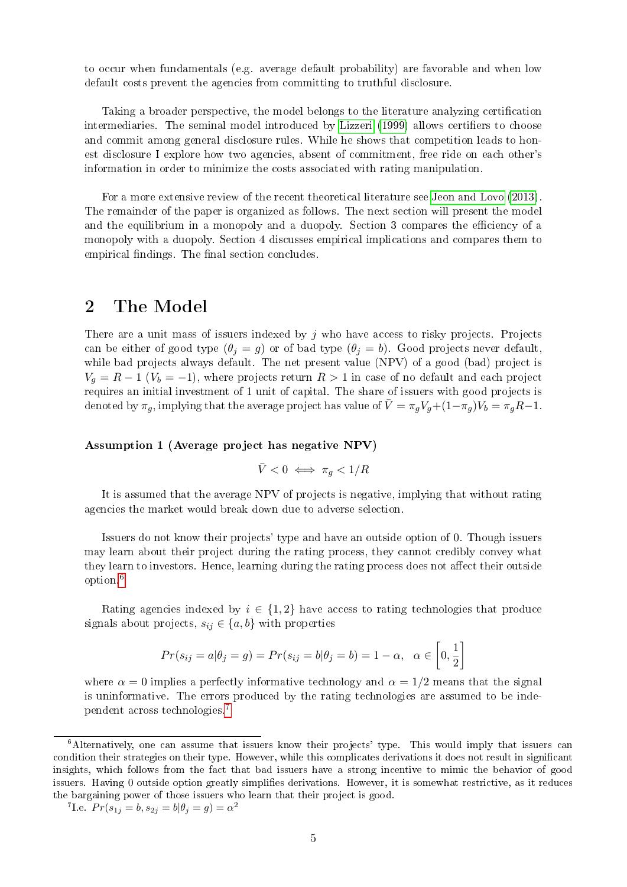to occur when fundamentals (e.g. average default probability) are favorable and when low default costs prevent the agencies from committing to truthful disclosure.

Taking a broader perspective, the model belongs to the literature analyzing certification intermediaries. The seminal model introduced by Lizzeri (1999) allows certifiers to choose and commit among general disclosure rules. While he shows that competition leads to honest disclosure I explore how two agencies, absent of commitment, free ride on each other's information in order to minimize the costs associated with rating manipulation.

For a more extensive review of the recent theoretical literature see Jeon and Lovo (2013). The remainder of the paper is organized as follows. The next section will present the model and the equilibrium in a monopoly and a duopoly. Section 3 compares the efficiency of a monopoly with a duopoly. Section 4 discusses empirical implications and compares them to empirical findings. The final section concludes.

## 2 The Model

There are a unit mass of issuers indexed by $j$ who have access to risky projects. Projects can be either of good type ($\theta_j = g$) or of bad type ($\theta_j = b$). Good projects never default, while bad projects always default. The net present value (NPV) of a good (bad) project is $V_g = R - 1$ ($V_b = -1$), where projects return $R > 1$ in case of no default and each project requires an initial investment of 1 unit of capital. The share of issuers with good projects is denoted by $\pi_g$, implying that the average project has value of $\bar{V} = \pi_g V_g + (1-\pi_g)V_b = \pi_g R - 1$.

**Assumption 1 (Average project has negative NPV)**

$$\bar{V} < 0 \iff \pi_g < 1/R$$

It is assumed that the average NPV of projects is negative, implying that without rating agencies the market would break down due to adverse selection.

Issuers do not know their projects' type and have an outside option of 0. Though issuers may learn about their project during the rating process, they cannot credibly convey what they learn to investors. Hence, learning during the rating process does not affect their outside option.[6]

Rating agencies indexed by $i \in \{1, 2\}$ have access to rating technologies that produce signals about projects, $s_{ij} \in \{a, b\}$ with properties

$$Pr(s_{ij} = a|\theta_j = g) = Pr(s_{ij} = b|\theta_j = b) = 1 - \alpha, \quad \alpha \in \left[0, \frac{1}{2}\right]$$

where $\alpha = 0$ implies a perfectly informative technology and $\alpha = 1/2$ means that the signal is uninformative. The errors produced by the rating technologies are assumed to be independent across technologies.[7]

---

[6] Alternatively, one can assume that issuers know their projects' type. This would imply that issuers can condition their strategies on their type. However, while this complicates derivations it does not result in significant insights, which follows from the fact that bad issuers have a strong incentive to mimic the behavior of good issuers. Having 0 outside option greatly simplifies derivations. However, it is somewhat restrictive, as it reduces the bargaining power of those issuers who learn that their project is good.

[7] I.e. $Pr(s_{1j} = b, s_{2j} = b|\theta_j = g) = \alpha^2$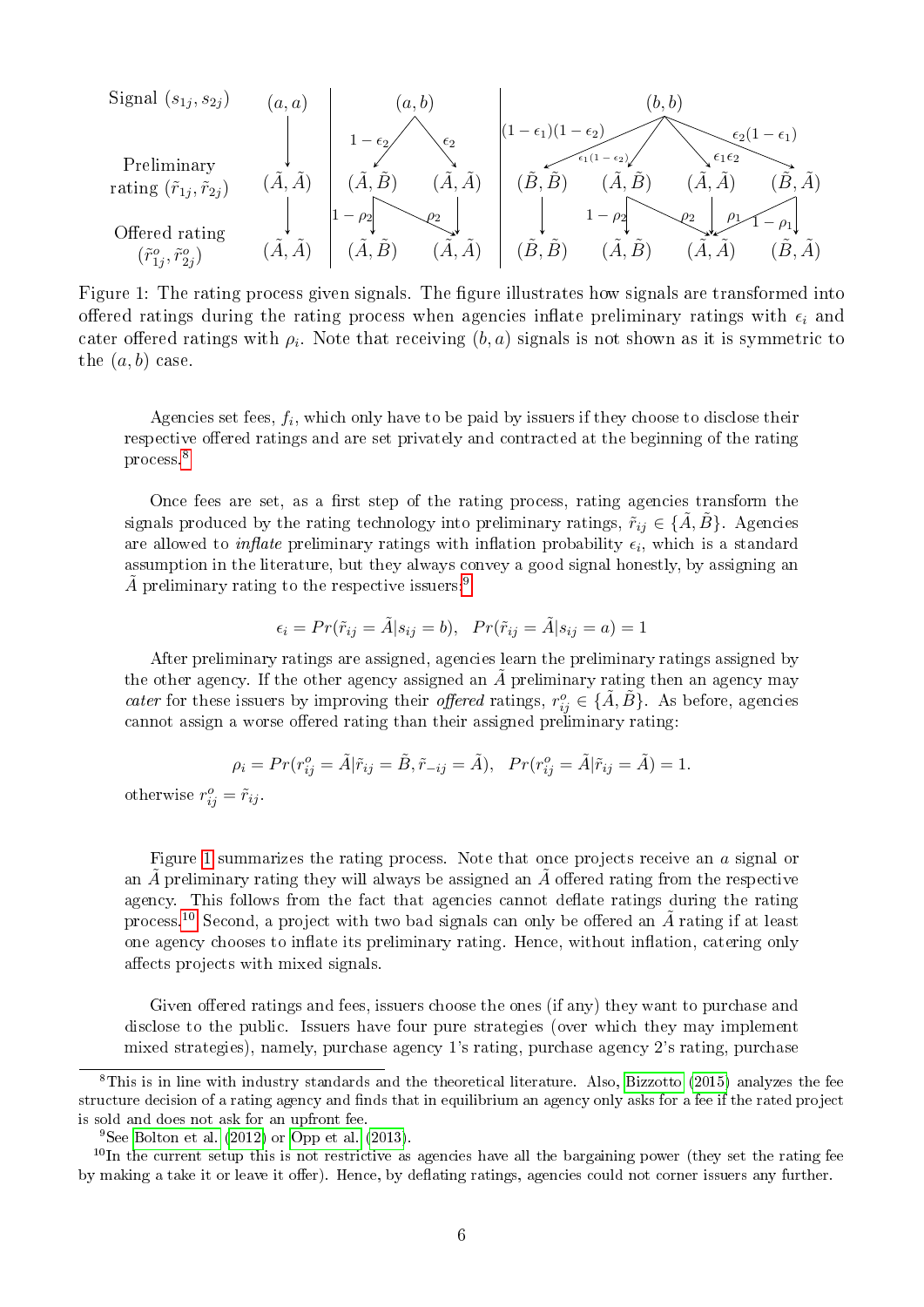Signal $(s_{1j}, s_{2j})$: $(a,a)$ | $(a,b)$ | $(b,b)$

Preliminary rating $(\tilde{r}_{1j}, \tilde{r}_{2j})$: $(\tilde{A},\tilde{A})$ | $(\tilde{A},\tilde{B})$ [$1-\epsilon_2$], $(\tilde{A},\tilde{A})$ [$\epsilon_2$] | $(\tilde{B},\tilde{B})$ [$(1-\epsilon_1)(1-\epsilon_2)$], $(\tilde{A},\tilde{B})$ [$\epsilon_1(1-\epsilon_2)$], $(\tilde{A},\tilde{A})$ [$\epsilon_1\epsilon_2$], $(\tilde{B},\tilde{A})$ [$\epsilon_2(1-\epsilon_1)$]

Offered rating $(\tilde{r}^o_{1j}, \tilde{r}^o_{2j})$: $(\tilde{A},\tilde{A})$ | $(\tilde{A},\tilde{B})$ [$1-\rho_2$], $(\tilde{A},\tilde{A})$ [$\rho_2$] | $(\tilde{B},\tilde{B})$, $(\tilde{A},\tilde{B})$ [$1-\rho_2$], $(\tilde{A},\tilde{A})$ [$\rho_2$, $\rho_1$], $(\tilde{B},\tilde{A})$ [$1-\rho_1$]

Figure 1: The rating process given signals. The figure illustrates how signals are transformed into offered ratings during the rating process when agencies inflate preliminary ratings with $\epsilon_i$ and cater offered ratings with $\rho_i$. Note that receiving $(b,a)$ signals is not shown as it is symmetric to the $(a,b)$ case.

Agencies set fees, $f_i$, which only have to be paid by issuers if they choose to disclose their respective offered ratings and are set privately and contracted at the beginning of the rating process.[8]

Once fees are set, as a first step of the rating process, rating agencies transform the signals produced by the rating technology into preliminary ratings, $\tilde{r}_{ij} \in \{\tilde{A}, \tilde{B}\}$. Agencies are allowed to *inflate* preliminary ratings with inflation probability $\epsilon_i$, which is a standard assumption in the literature, but they always convey a good signal honestly, by assigning an $\tilde{A}$ preliminary rating to the respective issuers:[9]

$$\epsilon_i = Pr(\tilde{r}_{ij} = \tilde{A} | s_{ij} = b), \quad Pr(\tilde{r}_{ij} = \tilde{A} | s_{ij} = a) = 1$$

After preliminary ratings are assigned, agencies learn the preliminary ratings assigned by the other agency. If the other agency assigned an $\tilde{A}$ preliminary rating then an agency may *cater* for these issuers by improving their *offered* ratings, $r^o_{ij} \in \{\tilde{A}, \tilde{B}\}$. As before, agencies cannot assign a worse offered rating than their assigned preliminary rating:

$$\rho_i = Pr(r^o_{ij} = \tilde{A} | \tilde{r}_{ij} = \tilde{B}, \tilde{r}_{-ij} = \tilde{A}), \quad Pr(r^o_{ij} = \tilde{A} | \tilde{r}_{ij} = \tilde{A}) = 1.$$

otherwise $r^o_{ij} = \tilde{r}_{ij}$.

Figure 1 summarizes the rating process. Note that once projects receive an $a$ signal or an $\tilde{A}$ preliminary rating they will always be assigned an $\tilde{A}$ offered rating from the respective agency. This follows from the fact that agencies cannot deflate ratings during the rating process.[10] Second, a project with two bad signals can only be offered an $\tilde{A}$ rating if at least one agency chooses to inflate its preliminary rating. Hence, without inflation, catering only affects projects with mixed signals.

Given offered ratings and fees, issuers choose the ones (if any) they want to purchase and disclose to the public. Issuers have four pure strategies (over which they may implement mixed strategies), namely, purchase agency 1's rating, purchase agency 2's rating, purchase

[8] This is in line with industry standards and the theoretical literature. Also, Bizzotto (2015) analyzes the fee structure decision of a rating agency and finds that in equilibrium an agency only asks for a fee if the rated project is sold and does not ask for an upfront fee.

[9] See Bolton et al. (2012) or Opp et al. (2013).

[10] In the current setup this is not restrictive as agencies have all the bargaining power (they set the rating fee by making a take it or leave it offer). Hence, by deflating ratings, agencies could not corner issuers any further.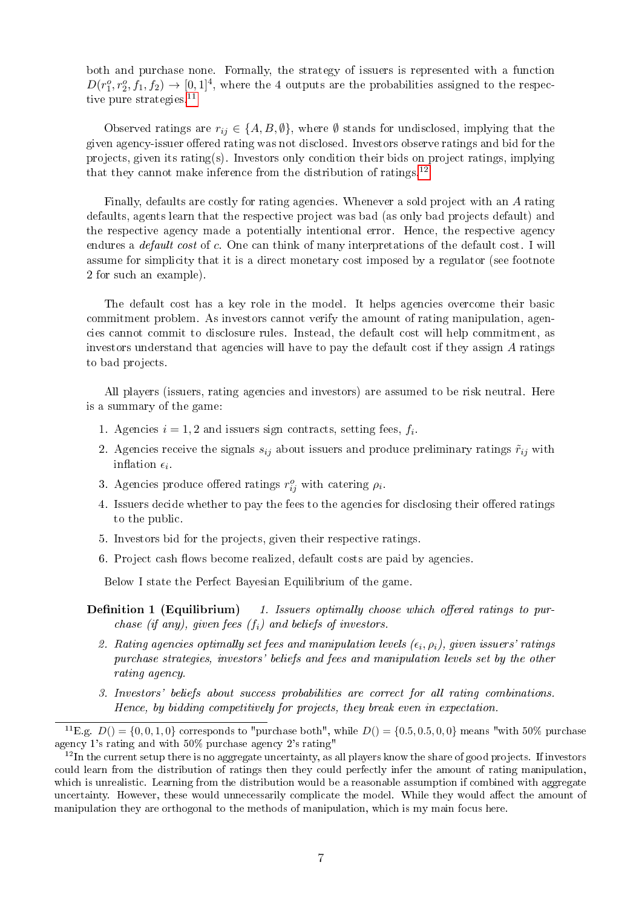both and purchase none. Formally, the strategy of issuers is represented with a function $D(r_1^o, r_2^o, f_1, f_2) \rightarrow [0,1]^4$, where the 4 outputs are the probabilities assigned to the respective pure strategies.[11]

Observed ratings are $r_{ij} \in \{A, B, \emptyset\}$, where $\emptyset$ stands for undisclosed, implying that the given agency-issuer offered rating was not disclosed. Investors observe ratings and bid for the projects, given its rating(s). Investors only condition their bids on project ratings, implying that they cannot make inference from the distribution of ratings.[12]

Finally, defaults are costly for rating agencies. Whenever a sold project with an $A$ rating defaults, agents learn that the respective project was bad (as only bad projects default) and the respective agency made a potentially intentional error. Hence, the respective agency endures a *default cost* of $c$. One can think of many interpretations of the default cost. I will assume for simplicity that it is a direct monetary cost imposed by a regulator (see footnote 2 for such an example).

The default cost has a key role in the model. It helps agencies overcome their basic commitment problem. As investors cannot verify the amount of rating manipulation, agencies cannot commit to disclosure rules. Instead, the default cost will help commitment, as investors understand that agencies will have to pay the default cost if they assign $A$ ratings to bad projects.

All players (issuers, rating agencies and investors) are assumed to be risk neutral. Here is a summary of the game:

1. Agencies $i = 1, 2$ and issuers sign contracts, setting fees, $f_i$.
2. Agencies receive the signals $s_{ij}$ about issuers and produce preliminary ratings $\tilde{r}_{ij}$ with inflation $\epsilon_i$.
3. Agencies produce offered ratings $r_{ij}^o$ with catering $\rho_i$.
4. Issuers decide whether to pay the fees to the agencies for disclosing their offered ratings to the public.
5. Investors bid for the projects, given their respective ratings.
6. Project cash flows become realized, default costs are paid by agencies.

Below I state the Perfect Bayesian Equilibrium of the game.

**Definition 1 (Equilibrium)** *1. Issuers optimally choose which offered ratings to purchase (if any), given fees ($f_i$) and beliefs of investors.*

*2. Rating agencies optimally set fees and manipulation levels ($\epsilon_i, \rho_i$), given issuers' ratings purchase strategies, investors' beliefs and fees and manipulation levels set by the other rating agency.*

*3. Investors' beliefs about success probabilities are correct for all rating combinations. Hence, by bidding competitively for projects, they break even in expectation.*

---

[11] E.g. $D() = \{0, 0, 1, 0\}$ corresponds to "purchase both", while $D() = \{0.5, 0.5, 0, 0\}$ means "with 50% purchase agency 1's rating and with 50% purchase agency 2's rating"

[12] In the current setup there is no aggregate uncertainty, as all players know the share of good projects. If investors could learn from the distribution of ratings then they could perfectly infer the amount of rating manipulation, which is unrealistic. Learning from the distribution would be a reasonable assumption if combined with aggregate uncertainty. However, these would unnecessarily complicate the model. While they would affect the amount of manipulation they are orthogonal to the methods of manipulation, which is my main focus here.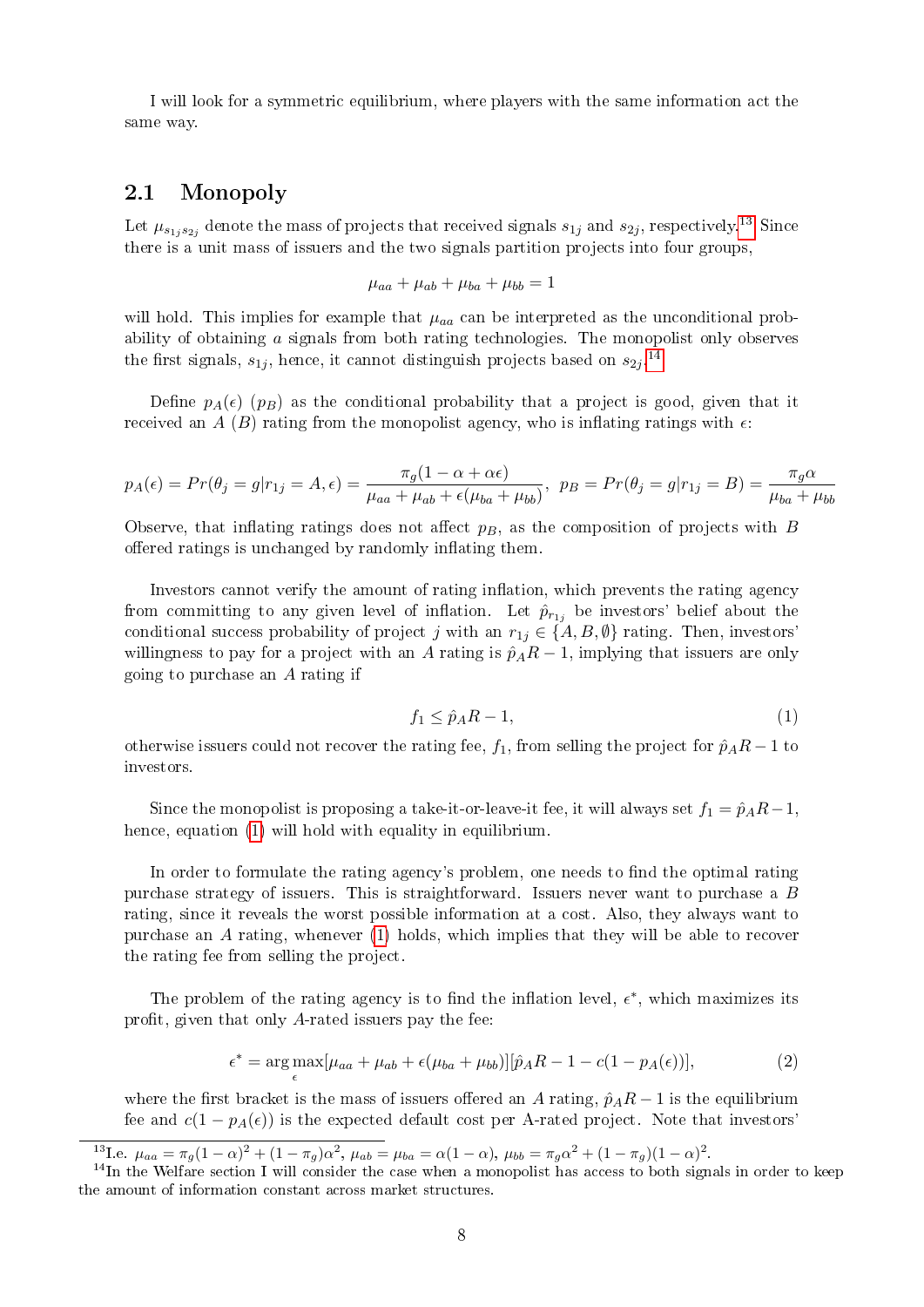I will look for a symmetric equilibrium, where players with the same information act the same way.

## 2.1 Monopoly

Let $\mu_{s_{1j}s_{2j}}$ denote the mass of projects that received signals $s_{1j}$ and $s_{2j}$, respectively.[13] Since there is a unit mass of issuers and the two signals partition projects into four groups,

$$\mu_{aa} + \mu_{ab} + \mu_{ba} + \mu_{bb} = 1$$

will hold. This implies for example that $\mu_{aa}$ can be interpreted as the unconditional probability of obtaining $a$ signals from both rating technologies. The monopolist only observes the first signals, $s_{1j}$, hence, it cannot distinguish projects based on $s_{2j}$.[14]

Define $p_A(\epsilon)$ ($p_B$) as the conditional probability that a project is good, given that it received an $A$ ($B$) rating from the monopolist agency, who is inflating ratings with $\epsilon$:

$$p_A(\epsilon) = Pr(\theta_j = g | r_{1j} = A, \epsilon) = \frac{\pi_g(1 - \alpha + \alpha\epsilon)}{\mu_{aa} + \mu_{ab} + \epsilon(\mu_{ba} + \mu_{bb})}, \;\; p_B = Pr(\theta_j = g | r_{1j} = B) = \frac{\pi_g \alpha}{\mu_{ba} + \mu_{bb}}$$

Observe, that inflating ratings does not affect $p_B$, as the composition of projects with $B$ offered ratings is unchanged by randomly inflating them.

Investors cannot verify the amount of rating inflation, which prevents the rating agency from committing to any given level of inflation. Let $\hat{p}_{r_{1j}}$ be investors' belief about the conditional success probability of project $j$ with an $r_{1j} \in \{A, B, \emptyset\}$ rating. Then, investors' willingness to pay for a project with an $A$ rating is $\hat{p}_A R - 1$, implying that issuers are only going to purchase an $A$ rating if

$$f_1 \leq \hat{p}_A R - 1, \tag{1}$$

otherwise issuers could not recover the rating fee, $f_1$, from selling the project for $\hat{p}_A R - 1$ to investors.

Since the monopolist is proposing a take-it-or-leave-it fee, it will always set $f_1 = \hat{p}_A R - 1$, hence, equation (1) will hold with equality in equilibrium.

In order to formulate the rating agency's problem, one needs to find the optimal rating purchase strategy of issuers. This is straightforward. Issuers never want to purchase a $B$ rating, since it reveals the worst possible information at a cost. Also, they always want to purchase an $A$ rating, whenever (1) holds, which implies that they will be able to recover the rating fee from selling the project.

The problem of the rating agency is to find the inflation level, $\epsilon^*$, which maximizes its profit, given that only $A$-rated issuers pay the fee:

$$\epsilon^* = \arg\max_{\epsilon} [\mu_{aa} + \mu_{ab} + \epsilon(\mu_{ba} + \mu_{bb})][\hat{p}_A R - 1 - c(1 - p_A(\epsilon))], \tag{2}$$

where the first bracket is the mass of issuers offered an $A$ rating, $\hat{p}_A R - 1$ is the equilibrium fee and $c(1 - p_A(\epsilon))$ is the expected default cost per A-rated project. Note that investors'

[13] I.e. $\mu_{aa} = \pi_g(1-\alpha)^2 + (1-\pi_g)\alpha^2$, $\mu_{ab} = \mu_{ba} = \alpha(1-\alpha)$, $\mu_{bb} = \pi_g\alpha^2 + (1-\pi_g)(1-\alpha)^2$.

[14] In the Welfare section I will consider the case when a monopolist has access to both signals in order to keep the amount of information constant across market structures.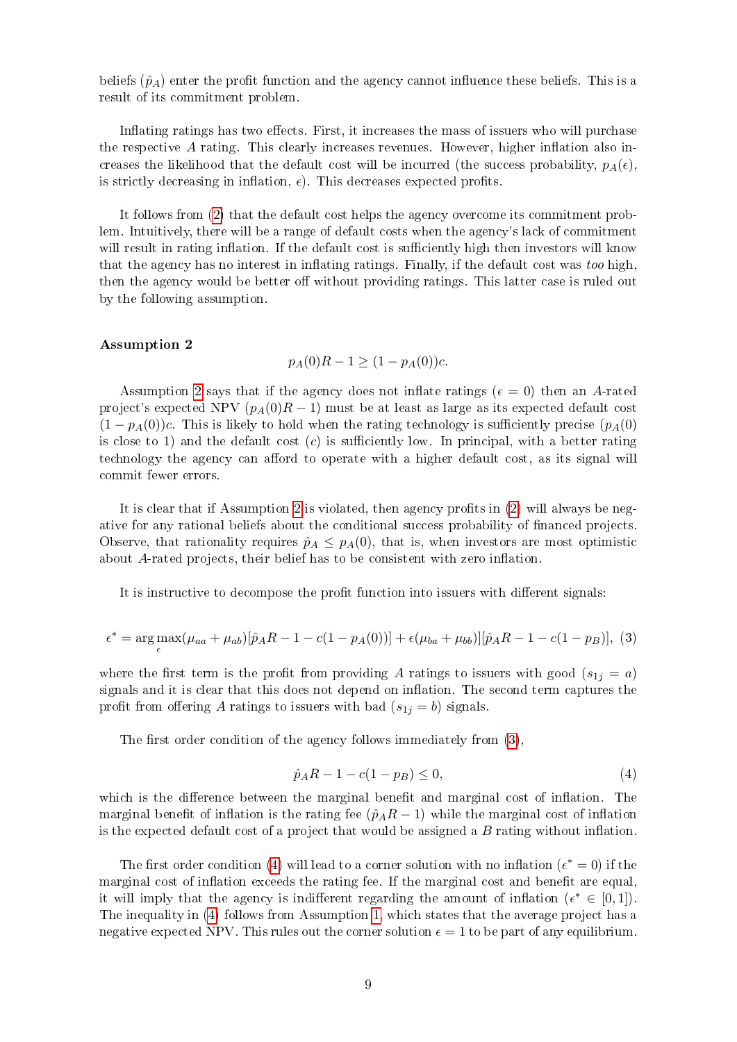beliefs ($\hat{p}_A$) enter the profit function and the agency cannot influence these beliefs. This is a result of its commitment problem.

Inflating ratings has two effects. First, it increases the mass of issuers who will purchase the respective $A$ rating. This clearly increases revenues. However, higher inflation also increases the likelihood that the default cost will be incurred (the success probability, $p_A(\epsilon)$, is strictly decreasing in inflation, $\epsilon$). This decreases expected profits.

It follows from (2) that the default cost helps the agency overcome its commitment problem. Intuitively, there will be a range of default costs when the agency's lack of commitment will result in rating inflation. If the default cost is sufficiently high then investors will know that the agency has no interest in inflating ratings. Finally, if the default cost was *too* high, then the agency would be better off without providing ratings. This latter case is ruled out by the following assumption.

**Assumption 2**

$$p_A(0)R - 1 \geq (1 - p_A(0))c.$$

Assumption 2 says that if the agency does not inflate ratings ($\epsilon = 0$) then an $A$-rated project's expected NPV ($p_A(0)R - 1$) must be at least as large as its expected default cost $(1 - p_A(0))c$. This is likely to hold when the rating technology is sufficiently precise ($p_A(0)$ is close to 1) and the default cost ($c$) is sufficiently low. In principal, with a better rating technology the agency can afford to operate with a higher default cost, as its signal will commit fewer errors.

It is clear that if Assumption 2 is violated, then agency profits in (2) will always be negative for any rational beliefs about the conditional success probability of financed projects. Observe, that rationality requires $\hat{p}_A \leq p_A(0)$, that is, when investors are most optimistic about $A$-rated projects, their belief has to be consistent with zero inflation.

It is instructive to decompose the profit function into issuers with different signals:

$$\epsilon^* = \arg\max_{\epsilon} (\mu_{aa} + \mu_{ab})[\hat{p}_A R - 1 - c(1 - p_A(0))] + \epsilon(\mu_{ba} + \mu_{bb})][\hat{p}_A R - 1 - c(1 - p_B)], \quad (3)$$

where the first term is the profit from providing $A$ ratings to issuers with good ($s_{1j} = a$) signals and it is clear that this does not depend on inflation. The second term captures the profit from offering $A$ ratings to issuers with bad ($s_{1j} = b$) signals.

The first order condition of the agency follows immediately from (3),

$$\hat{p}_A R - 1 - c(1 - p_B) \leq 0, \quad (4)$$

which is the difference between the marginal benefit and marginal cost of inflation. The marginal benefit of inflation is the rating fee ($\hat{p}_A R - 1$) while the marginal cost of inflation is the expected default cost of a project that would be assigned a $B$ rating without inflation.

The first order condition (4) will lead to a corner solution with no inflation ($\epsilon^* = 0$) if the marginal cost of inflation exceeds the rating fee. If the marginal cost and benefit are equal, it will imply that the agency is indifferent regarding the amount of inflation ($\epsilon^* \in [0, 1]$). The inequality in (4) follows from Assumption 1, which states that the average project has a negative expected NPV. This rules out the corner solution $\epsilon = 1$ to be part of any equilibrium.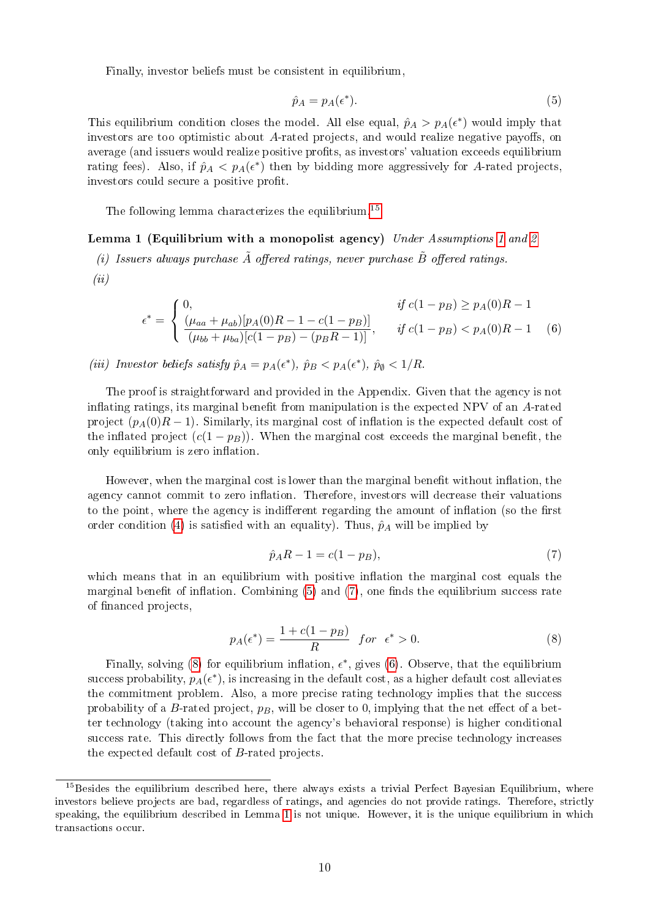Finally, investor beliefs must be consistent in equilibrium,

$$\hat{p}_A = p_A(\epsilon^*). \tag{5}$$

This equilibrium condition closes the model. All else equal, $\hat{p}_A > p_A(\epsilon^*)$ would imply that investors are too optimistic about $A$-rated projects, and would realize negative payoffs, on average (and issuers would realize positive profits, as investors' valuation exceeds equilibrium rating fees). Also, if $\hat{p}_A < p_A(\epsilon^*)$ then by bidding more aggressively for $A$-rated projects, investors could secure a positive profit.

The following lemma characterizes the equilibrium.[15]

**Lemma 1 (Equilibrium with a monopolist agency)** *Under Assumptions 1 and 2*

*(i) Issuers always purchase $\tilde{A}$ offered ratings, never purchase $\tilde{B}$ offered ratings.*

*(ii)*

$$\epsilon^* = \begin{cases} 0, & \text{if } c(1-p_B) \geq p_A(0)R - 1 \\ \dfrac{(\mu_{aa}+\mu_{ab})[p_A(0)R - 1 - c(1-p_B)]}{(\mu_{bb}+\mu_{ba})[c(1-p_B) - (p_BR-1)]}, & \text{if } c(1-p_B) < p_A(0)R - 1 \end{cases} \tag{6}$$

*(iii) Investor beliefs satisfy $\hat{p}_A = p_A(\epsilon^*)$, $\hat{p}_B < p_A(\epsilon^*)$, $\hat{p}_\emptyset < 1/R$.*

The proof is straightforward and provided in the Appendix. Given that the agency is not inflating ratings, its marginal benefit from manipulation is the expected NPV of an $A$-rated project $(p_A(0)R - 1)$. Similarly, its marginal cost of inflation is the expected default cost of the inflated project $(c(1-p_B))$. When the marginal cost exceeds the marginal benefit, the only equilibrium is zero inflation.

However, when the marginal cost is lower than the marginal benefit without inflation, the agency cannot commit to zero inflation. Therefore, investors will decrease their valuations to the point, where the agency is indifferent regarding the amount of inflation (so the first order condition (4) is satisfied with an equality). Thus, $\hat{p}_A$ will be implied by

$$\hat{p}_A R - 1 = c(1-p_B), \tag{7}$$

which means that in an equilibrium with positive inflation the marginal cost equals the marginal benefit of inflation. Combining (5) and (7), one finds the equilibrium success rate of financed projects,

$$p_A(\epsilon^*) = \frac{1 + c(1-p_B)}{R} \quad for \quad \epsilon^* > 0. \tag{8}$$

Finally, solving (8) for equilibrium inflation, $\epsilon^*$, gives (6). Observe, that the equilibrium success probability, $p_A(\epsilon^*)$, is increasing in the default cost, as a higher default cost alleviates the commitment problem. Also, a more precise rating technology implies that the success probability of a $B$-rated project, $p_B$, will be closer to 0, implying that the net effect of a better technology (taking into account the agency's behavioral response) is higher conditional success rate. This directly follows from the fact that the more precise technology increases the expected default cost of $B$-rated projects.

[15] Besides the equilibrium described here, there always exists a trivial Perfect Bayesian Equilibrium, where investors believe projects are bad, regardless of ratings, and agencies do not provide ratings. Therefore, strictly speaking, the equilibrium described in Lemma 1 is not unique. However, it is the unique equilibrium in which transactions occur.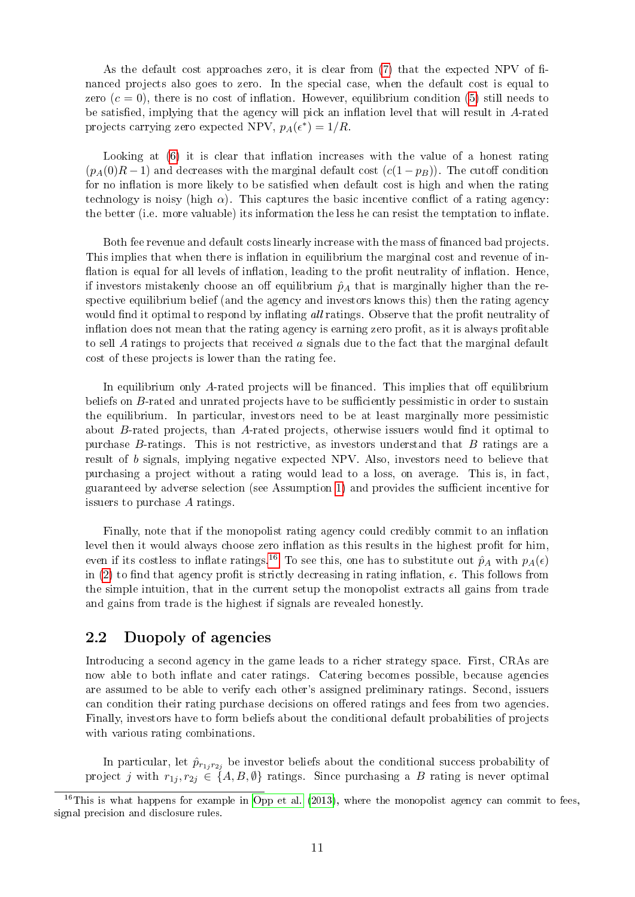As the default cost approaches zero, it is clear from (7) that the expected NPV of financed projects also goes to zero. In the special case, when the default cost is equal to zero ($c = 0$), there is no cost of inflation. However, equilibrium condition (5) still needs to be satisfied, implying that the agency will pick an inflation level that will result in $A$-rated projects carrying zero expected NPV, $p_A(\epsilon^*) = 1/R$.

Looking at (6) it is clear that inflation increases with the value of a honest rating ($p_A(0)R - 1$) and decreases with the marginal default cost ($c(1 - p_B)$). The cutoff condition for no inflation is more likely to be satisfied when default cost is high and when the rating technology is noisy (high $\alpha$). This captures the basic incentive conflict of a rating agency: the better (i.e. more valuable) its information the less he can resist the temptation to inflate.

Both fee revenue and default costs linearly increase with the mass of financed bad projects. This implies that when there is inflation in equilibrium the marginal cost and revenue of inflation is equal for all levels of inflation, leading to the profit neutrality of inflation. Hence, if investors mistakenly choose an off equilibrium $\hat{p}_A$ that is marginally higher than the respective equilibrium belief (and the agency and investors knows this) then the rating agency would find it optimal to respond by inflating *all* ratings. Observe that the profit neutrality of inflation does not mean that the rating agency is earning zero profit, as it is always profitable to sell $A$ ratings to projects that received $a$ signals due to the fact that the marginal default cost of these projects is lower than the rating fee.

In equilibrium only $A$-rated projects will be financed. This implies that off equilibrium beliefs on $B$-rated and unrated projects have to be sufficiently pessimistic in order to sustain the equilibrium. In particular, investors need to be at least marginally more pessimistic about $B$-rated projects, than $A$-rated projects, otherwise issuers would find it optimal to purchase $B$-ratings. This is not restrictive, as investors understand that $B$ ratings are a result of $b$ signals, implying negative expected NPV. Also, investors need to believe that purchasing a project without a rating would lead to a loss, on average. This is, in fact, guaranteed by adverse selection (see Assumption 1) and provides the sufficient incentive for issuers to purchase $A$ ratings.

Finally, note that if the monopolist rating agency could credibly commit to an inflation level then it would always choose zero inflation as this results in the highest profit for him, even if its costless to inflate ratings.[16] To see this, one has to substitute out $\hat{p}_A$ with $p_A(\epsilon)$ in (2) to find that agency profit is strictly decreasing in rating inflation, $\epsilon$. This follows from the simple intuition, that in the current setup the monopolist extracts all gains from trade and gains from trade is the highest if signals are revealed honestly.

## 2.2 Duopoly of agencies

Introducing a second agency in the game leads to a richer strategy space. First, CRAs are now able to both inflate and cater ratings. Catering becomes possible, because agencies are assumed to be able to verify each other's assigned preliminary ratings. Second, issuers can condition their rating purchase decisions on offered ratings and fees from two agencies. Finally, investors have to form beliefs about the conditional default probabilities of projects with various rating combinations.

In particular, let $\hat{p}_{r_{1j}r_{2j}}$ be investor beliefs about the conditional success probability of project $j$ with $r_{1j}, r_{2j} \in \{A, B, \emptyset\}$ ratings. Since purchasing a $B$ rating is never optimal

[16] This is what happens for example in Opp et al. (2013), where the monopolist agency can commit to fees, signal precision and disclosure rules.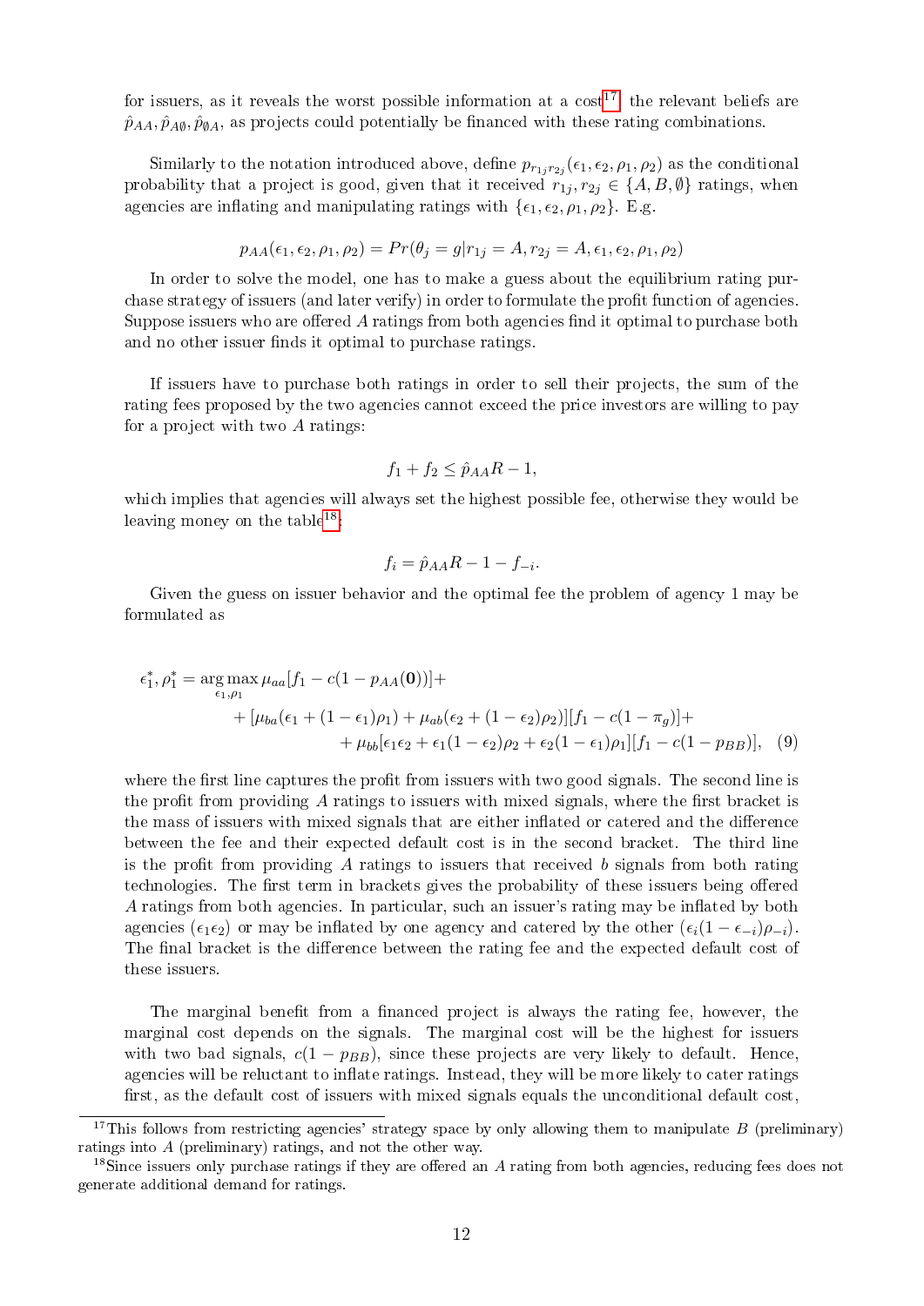for issuers, as it reveals the worst possible information at a cost[17], the relevant beliefs are $\hat{p}_{AA}, \hat{p}_{A\emptyset}, \hat{p}_{\emptyset A}$, as projects could potentially be financed with these rating combinations.

Similarly to the notation introduced above, define $p_{r_{1j}r_{2j}}(\epsilon_1, \epsilon_2, \rho_1, \rho_2)$ as the conditional probability that a project is good, given that it received $r_{1j}, r_{2j} \in \{A, B, \emptyset\}$ ratings, when agencies are inflating and manipulating ratings with $\{\epsilon_1, \epsilon_2, \rho_1, \rho_2\}$. E.g.

$$p_{AA}(\epsilon_1, \epsilon_2, \rho_1, \rho_2) = Pr(\theta_j = g | r_{1j} = A, r_{2j} = A, \epsilon_1, \epsilon_2, \rho_1, \rho_2)$$

In order to solve the model, one has to make a guess about the equilibrium rating purchase strategy of issuers (and later verify) in order to formulate the profit function of agencies. Suppose issuers who are offered $A$ ratings from both agencies find it optimal to purchase both and no other issuer finds it optimal to purchase ratings.

If issuers have to purchase both ratings in order to sell their projects, the sum of the rating fees proposed by the two agencies cannot exceed the price investors are willing to pay for a project with two $A$ ratings:

$$f_1 + f_2 \leq \hat{p}_{AA}R - 1,$$

which implies that agencies will always set the highest possible fee, otherwise they would be leaving money on the table[18]:

$$f_i = \hat{p}_{AA}R - 1 - f_{-i}.$$

Given the guess on issuer behavior and the optimal fee the problem of agency 1 may be formulated as

$$\begin{aligned}
\epsilon_1^*, \rho_1^* = \arg\max_{\epsilon_1, \rho_1} & \mu_{aa}[f_1 - c(1 - p_{AA}(\mathbf{0}))] + \\
& + [\mu_{ba}(\epsilon_1 + (1 - \epsilon_1)\rho_1) + \mu_{ab}(\epsilon_2 + (1 - \epsilon_2)\rho_2)][f_1 - c(1 - \pi_g)] + \\
& + \mu_{bb}[\epsilon_1\epsilon_2 + \epsilon_1(1 - \epsilon_2)\rho_2 + \epsilon_2(1 - \epsilon_1)\rho_1][f_1 - c(1 - p_{BB})], \quad (9)
\end{aligned}$$

where the first line captures the profit from issuers with two good signals. The second line is the profit from providing $A$ ratings to issuers with mixed signals, where the first bracket is the mass of issuers with mixed signals that are either inflated or catered and the difference between the fee and their expected default cost is in the second bracket. The third line is the profit from providing $A$ ratings to issuers that received $b$ signals from both rating technologies. The first term in brackets gives the probability of these issuers being offered $A$ ratings from both agencies. In particular, such an issuer's rating may be inflated by both agencies ($\epsilon_1\epsilon_2$) or may be inflated by one agency and catered by the other ($\epsilon_i(1 - \epsilon_{-i})\rho_{-i}$). The final bracket is the difference between the rating fee and the expected default cost of these issuers.

The marginal benefit from a financed project is always the rating fee, however, the marginal cost depends on the signals. The marginal cost will be the highest for issuers with two bad signals, $c(1 - p_{BB})$, since these projects are very likely to default. Hence, agencies will be reluctant to inflate ratings. Instead, they will be more likely to cater ratings first, as the default cost of issuers with mixed signals equals the unconditional default cost,

[17] This follows from restricting agencies' strategy space by only allowing them to manipulate $B$ (preliminary) ratings into $A$ (preliminary) ratings, and not the other way.

[18] Since issuers only purchase ratings if they are offered an $A$ rating from both agencies, reducing fees does not generate additional demand for ratings.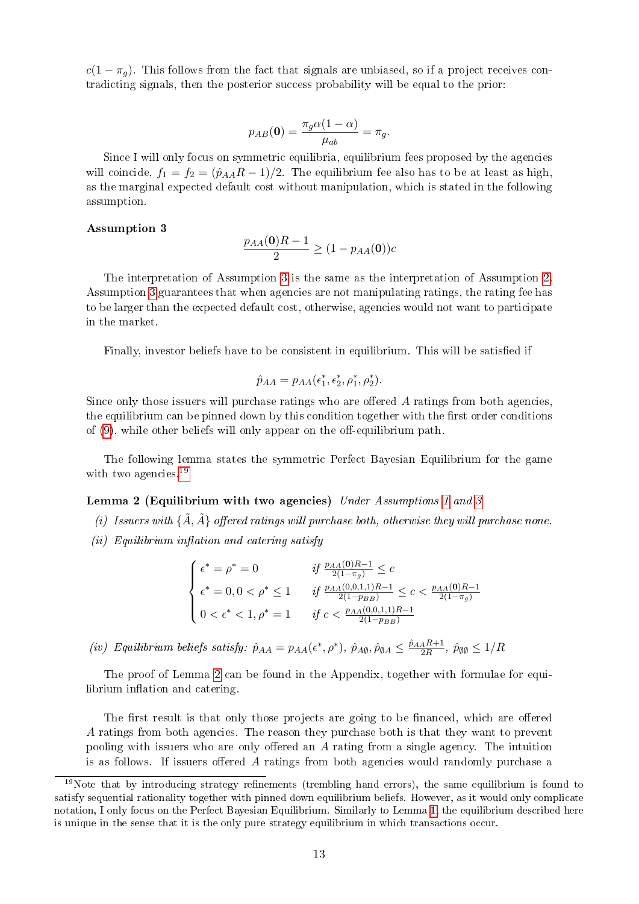$c(1-\pi_g)$. This follows from the fact that signals are unbiased, so if a project receives contradicting signals, then the posterior success probability will be equal to the prior:

$$p_{AB}(\mathbf{0}) = \frac{\pi_g \alpha(1-\alpha)}{\mu_{ab}} = \pi_g.$$

Since I will only focus on symmetric equilibria, equilibrium fees proposed by the agencies will coincide, $f_1 = f_2 = (\hat{p}_{AA}R - 1)/2$. The equilibrium fee also has to be at least as high, as the marginal expected default cost without manipulation, which is stated in the following assumption.

**Assumption 3**

$$\frac{p_{AA}(\mathbf{0})R - 1}{2} \geq (1 - p_{AA}(\mathbf{0}))c$$

The interpretation of Assumption 3 is the same as the interpretation of Assumption 2. Assumption 3 guarantees that when agencies are not manipulating ratings, the rating fee has to be larger than the expected default cost, otherwise, agencies would not want to participate in the market.

Finally, investor beliefs have to be consistent in equilibrium. This will be satisfied if

$$\hat{p}_{AA} = p_{AA}(\epsilon_1^*, \epsilon_2^*, \rho_1^*, \rho_2^*).$$

Since only those issuers will purchase ratings who are offered $A$ ratings from both agencies, the equilibrium can be pinned down by this condition together with the first order conditions of (9), while other beliefs will only appear on the off-equilibrium path.

The following lemma states the symmetric Perfect Bayesian Equilibrium for the game with two agencies.[19]

**Lemma 2 (Equilibrium with two agencies)** *Under Assumptions 1 and 3*

*(i) Issuers with $\{\tilde{A}, \tilde{A}\}$ offered ratings will purchase both, otherwise they will purchase none.*

*(ii) Equilibrium inflation and catering satisfy*

$$\begin{cases} \epsilon^* = \rho^* = 0 & \text{if } \frac{p_{AA}(\mathbf{0})R-1}{2(1-\pi_g)} \leq c \\ \epsilon^* = 0, 0 < \rho^* \leq 1 & \text{if } \frac{p_{AA}(0,0,1,1)R-1}{2(1-p_{BB})} \leq c < \frac{p_{AA}(\mathbf{0})R-1}{2(1-\pi_g)} \\ 0 < \epsilon^* < 1, \rho^* = 1 & \text{if } c < \frac{p_{AA}(0,0,1,1)R-1}{2(1-p_{BB})} \end{cases}$$

*(iv) Equilibrium beliefs satisfy: $\hat{p}_{AA} = p_{AA}(\epsilon^*, \rho^*)$, $\hat{p}_{A\emptyset}, \hat{p}_{\emptyset A} \leq \frac{\hat{p}_{AA}R+1}{2R}$, $\hat{p}_{\emptyset\emptyset} \leq 1/R$*

The proof of Lemma 2 can be found in the Appendix, together with formulae for equilibrium inflation and catering.

The first result is that only those projects are going to be financed, which are offered $A$ ratings from both agencies. The reason they purchase both is that they want to prevent pooling with issuers who are only offered an $A$ rating from a single agency. The intuition is as follows. If issuers offered $A$ ratings from both agencies would randomly purchase a

[19] Note that by introducing strategy refinements (trembling hand errors), the same equilibrium is found to satisfy sequential rationality together with pinned down equilibrium beliefs. However, as it would only complicate notation, I only focus on the Perfect Bayesian Equilibrium. Similarly to Lemma 1, the equilibrium described here is unique in the sense that it is the only pure strategy equilibrium in which transactions occur.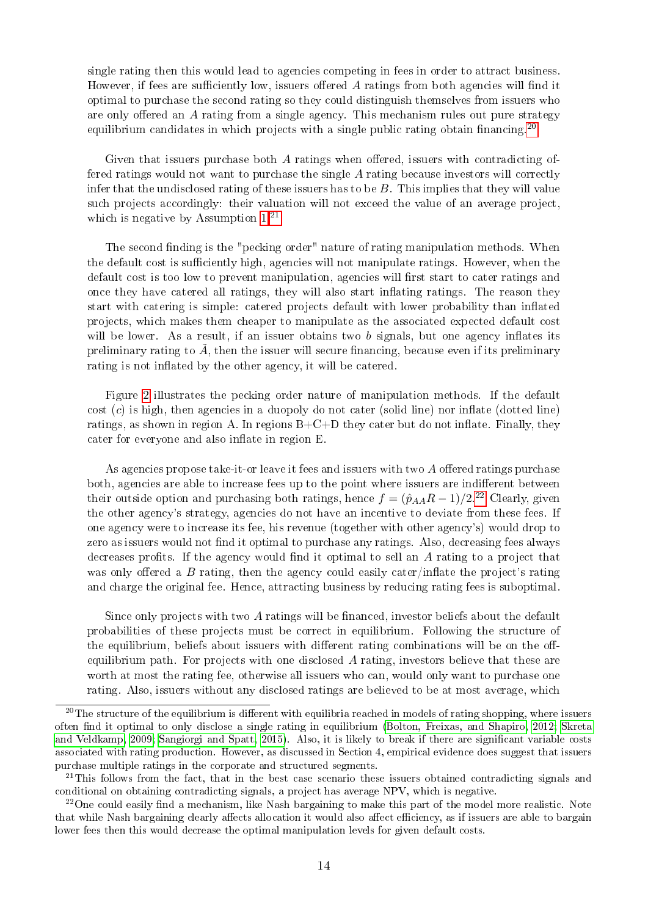single rating then this would lead to agencies competing in fees in order to attract business. However, if fees are sufficiently low, issuers offered $A$ ratings from both agencies will find it optimal to purchase the second rating so they could distinguish themselves from issuers who are only offered an $A$ rating from a single agency. This mechanism rules out pure strategy equilibrium candidates in which projects with a single public rating obtain financing.[20]

Given that issuers purchase both $A$ ratings when offered, issuers with contradicting offered ratings would not want to purchase the single $A$ rating because investors will correctly infer that the undisclosed rating of these issuers has to be $B$. This implies that they will value such projects accordingly: their valuation will not exceed the value of an average project, which is negative by Assumption 1.[21]

The second finding is the "pecking order" nature of rating manipulation methods. When the default cost is sufficiently high, agencies will not manipulate ratings. However, when the default cost is too low to prevent manipulation, agencies will first start to cater ratings and once they have catered all ratings, they will also start inflating ratings. The reason they start with catering is simple: catered projects default with lower probability than inflated projects, which makes them cheaper to manipulate as the associated expected default cost will be lower. As a result, if an issuer obtains two $b$ signals, but one agency inflates its preliminary rating to $\tilde{A}$, then the issuer will secure financing, because even if its preliminary rating is not inflated by the other agency, it will be catered.

Figure 2 illustrates the pecking order nature of manipulation methods. If the default cost ($c$) is high, then agencies in a duopoly do not cater (solid line) nor inflate (dotted line) ratings, as shown in region A. In regions B+C+D they cater but do not inflate. Finally, they cater for everyone and also inflate in region E.

As agencies propose take-it-or leave it fees and issuers with two $A$ offered ratings purchase both, agencies are able to increase fees up to the point where issuers are indifferent between their outside option and purchasing both ratings, hence $f = (\hat{p}_{AA}R - 1)/2$.[22] Clearly, given the other agency's strategy, agencies do not have an incentive to deviate from these fees. If one agency were to increase its fee, his revenue (together with other agency's) would drop to zero as issuers would not find it optimal to purchase any ratings. Also, decreasing fees always decreases profits. If the agency would find it optimal to sell an $A$ rating to a project that was only offered a $B$ rating, then the agency could easily cater/inflate the project's rating and charge the original fee. Hence, attracting business by reducing rating fees is suboptimal.

Since only projects with two $A$ ratings will be financed, investor beliefs about the default probabilities of these projects must be correct in equilibrium. Following the structure of the equilibrium, beliefs about issuers with different rating combinations will be on the off-equilibrium path. For projects with one disclosed $A$ rating, investors believe that these are worth at most the rating fee, otherwise all issuers who can, would only want to purchase one rating. Also, issuers without any disclosed ratings are believed to be at most average, which

[20] The structure of the equilibrium is different with equilibria reached in models of rating shopping, where issuers often find it optimal to only disclose a single rating in equilibrium (Bolton, Freixas, and Shapiro, 2012; Skreta and Veldkamp, 2009; Sangiorgi and Spatt, 2015). Also, it is likely to break if there are significant variable costs associated with rating production. However, as discussed in Section 4, empirical evidence does suggest that issuers purchase multiple ratings in the corporate and structured segments.

[21] This follows from the fact, that in the best case scenario these issuers obtained contradicting signals and conditional on obtaining contradicting signals, a project has average NPV, which is negative.

[22] One could easily find a mechanism, like Nash bargaining to make this part of the model more realistic. Note that while Nash bargaining clearly affects allocation it would also affect efficiency, as if issuers are able to bargain lower fees then this would decrease the optimal manipulation levels for given default costs.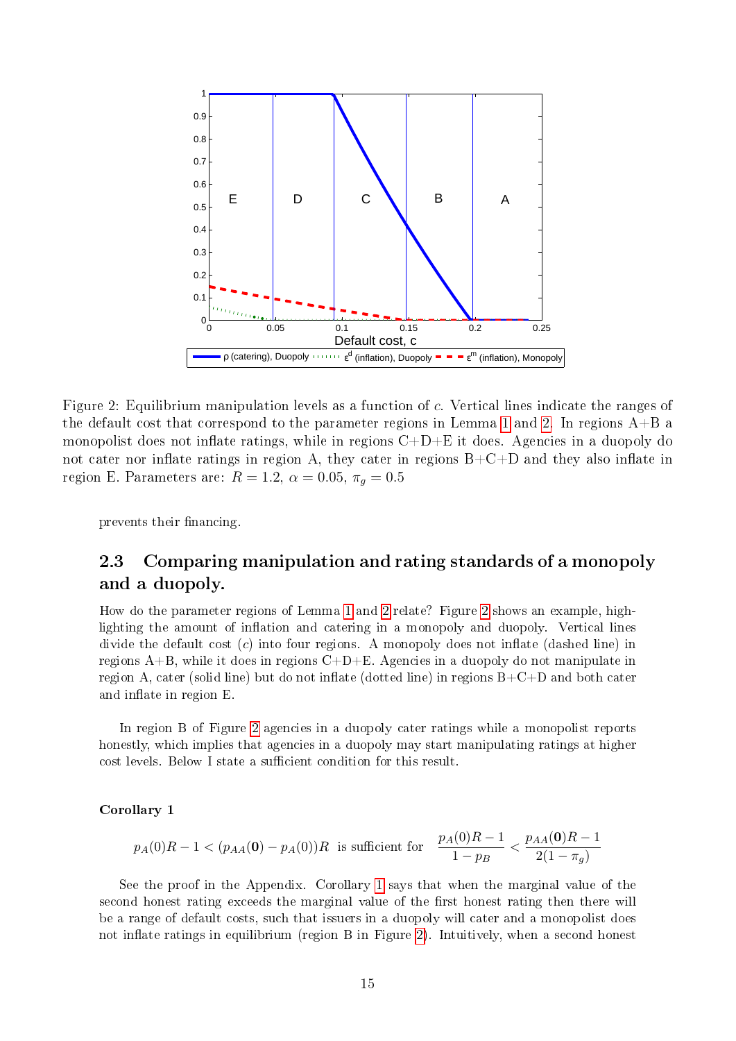Figure 2: Equilibrium manipulation levels as a function of $c$. Vertical lines indicate the ranges of the default cost that correspond to the parameter regions in Lemma 1 and 2. In regions A+B a monopolist does not inflate ratings, while in regions C+D+E it does. Agencies in a duopoly do not cater nor inflate ratings in region A, they cater in regions B+C+D and they also inflate in region E. Parameters are: $R = 1.2$, $\alpha = 0.05$, $\pi_g = 0.5$

prevents their financing.

## 2.3 Comparing manipulation and rating standards of a monopoly and a duopoly.

How do the parameter regions of Lemma 1 and 2 relate? Figure 2 shows an example, highlighting the amount of inflation and catering in a monopoly and duopoly. Vertical lines divide the default cost ($c$) into four regions. A monopoly does not inflate (dashed line) in regions A+B, while it does in regions C+D+E. Agencies in a duopoly do not manipulate in region A, cater (solid line) but do not inflate (dotted line) in regions B+C+D and both cater and inflate in region E.

In region B of Figure 2 agencies in a duopoly cater ratings while a monopolist reports honestly, which implies that agencies in a duopoly may start manipulating ratings at higher cost levels. Below I state a sufficient condition for this result.

**Corollary 1**

$$p_A(0)R - 1 < (p_{AA}(\mathbf{0}) - p_A(0))R \text{ is sufficient for } \frac{p_A(0)R - 1}{1 - p_B} < \frac{p_{AA}(\mathbf{0})R - 1}{2(1 - \pi_g)}$$

See the proof in the Appendix. Corollary 1 says that when the marginal value of the second honest rating exceeds the marginal value of the first honest rating then there will be a range of default costs, such that issuers in a duopoly will cater and a monopolist does not inflate ratings in equilibrium (region B in Figure 2). Intuitively, when a second honest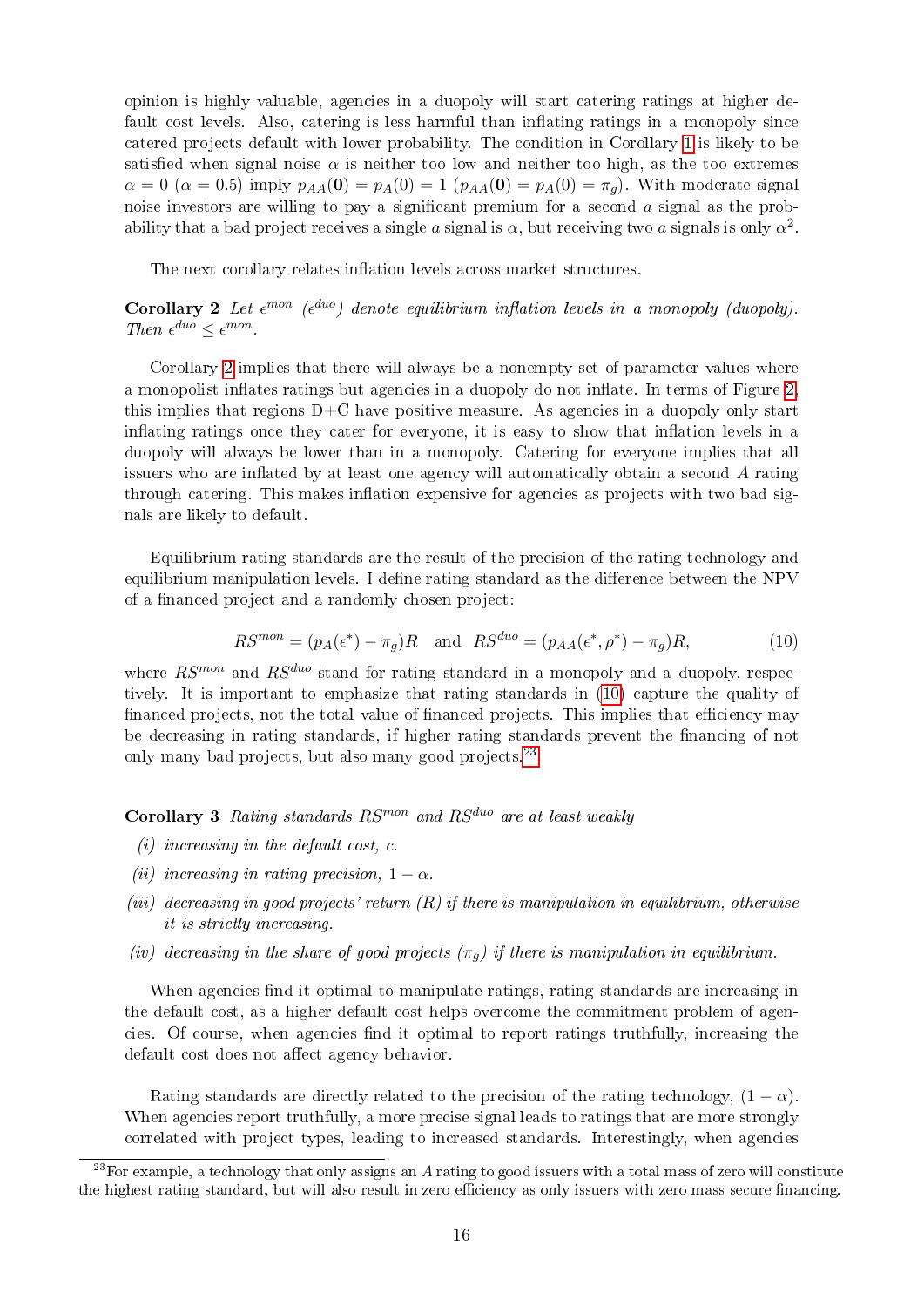opinion is highly valuable, agencies in a duopoly will start catering ratings at higher default cost levels. Also, catering is less harmful than inflating ratings in a monopoly since catered projects default with lower probability. The condition in Corollary 1 is likely to be satisfied when signal noise $\alpha$ is neither too low and neither too high, as the too extremes $\alpha = 0$ ($\alpha = 0.5$) imply $p_{AA}(\mathbf{0}) = p_A(0) = 1$ ($p_{AA}(\mathbf{0}) = p_A(0) = \pi_g$). With moderate signal noise investors are willing to pay a significant premium for a second $a$ signal as the probability that a bad project receives a single $a$ signal is $\alpha$, but receiving two $a$ signals is only $\alpha^2$.

The next corollary relates inflation levels across market structures.

**Corollary 2** *Let $\epsilon^{mon}$ ($\epsilon^{duo}$) denote equilibrium inflation levels in a monopoly (duopoly). Then $\epsilon^{duo} \leq \epsilon^{mon}$.*

Corollary 2 implies that there will always be a nonempty set of parameter values where a monopolist inflates ratings but agencies in a duopoly do not inflate. In terms of Figure 2, this implies that regions D+C have positive measure. As agencies in a duopoly only start inflating ratings once they cater for everyone, it is easy to show that inflation levels in a duopoly will always be lower than in a monopoly. Catering for everyone implies that all issuers who are inflated by at least one agency will automatically obtain a second $A$ rating through catering. This makes inflation expensive for agencies as projects with two bad signals are likely to default.

Equilibrium rating standards are the result of the precision of the rating technology and equilibrium manipulation levels. I define rating standard as the difference between the NPV of a financed project and a randomly chosen project:

$$RS^{mon} = (p_A(\epsilon^*) - \pi_g)R \quad \text{and} \quad RS^{duo} = (p_{AA}(\epsilon^*, \rho^*) - \pi_g)R, \tag{10}$$

where $RS^{mon}$ and $RS^{duo}$ stand for rating standard in a monopoly and a duopoly, respectively. It is important to emphasize that rating standards in (10) capture the quality of financed projects, not the total value of financed projects. This implies that efficiency may be decreasing in rating standards, if higher rating standards prevent the financing of not only many bad projects, but also many good projects.[23]

**Corollary 3** *Rating standards $RS^{mon}$ and $RS^{duo}$ are at least weakly*

*(i) increasing in the default cost, $c$.*

*(ii) increasing in rating precision, $1 - \alpha$.*

*(iii) decreasing in good projects' return ($R$) if there is manipulation in equilibrium, otherwise it is strictly increasing.*

*(iv) decreasing in the share of good projects ($\pi_g$) if there is manipulation in equilibrium.*

When agencies find it optimal to manipulate ratings, rating standards are increasing in the default cost, as a higher default cost helps overcome the commitment problem of agencies. Of course, when agencies find it optimal to report ratings truthfully, increasing the default cost does not affect agency behavior.

Rating standards are directly related to the precision of the rating technology, $(1 - \alpha)$. When agencies report truthfully, a more precise signal leads to ratings that are more strongly correlated with project types, leading to increased standards. Interestingly, when agencies

[23] For example, a technology that only assigns an $A$ rating to good issuers with a total mass of zero will constitute the highest rating standard, but will also result in zero efficiency as only issuers with zero mass secure financing.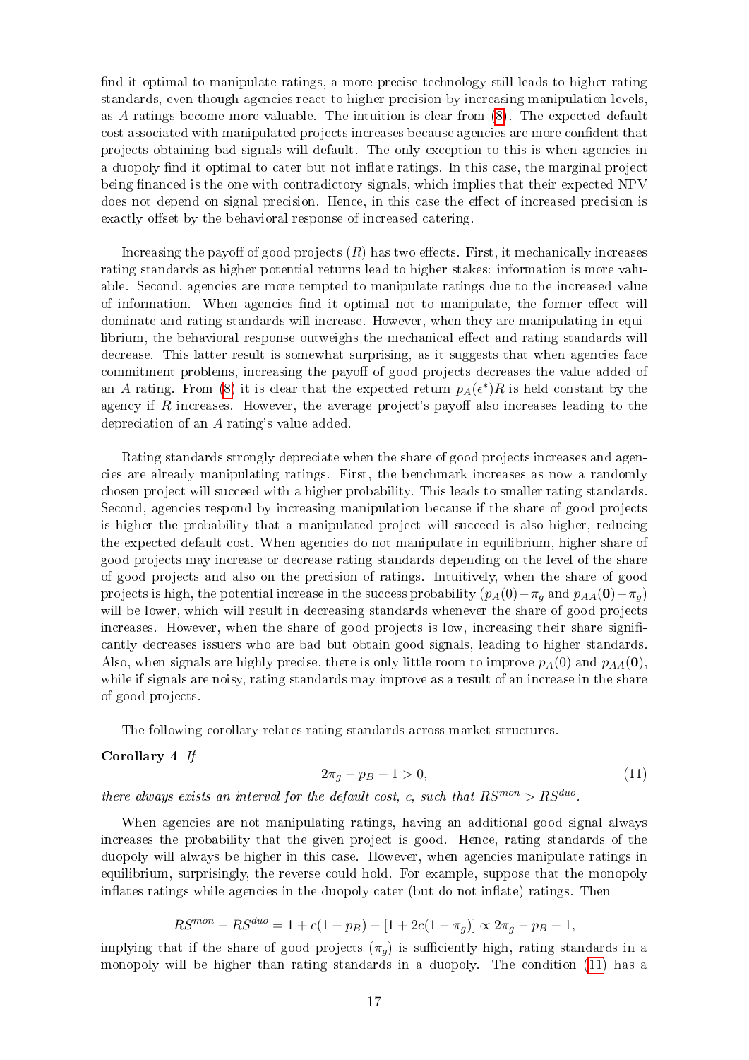find it optimal to manipulate ratings, a more precise technology still leads to higher rating standards, even though agencies react to higher precision by increasing manipulation levels, as $A$ ratings become more valuable. The intuition is clear from (8). The expected default cost associated with manipulated projects increases because agencies are more confident that projects obtaining bad signals will default. The only exception to this is when agencies in a duopoly find it optimal to cater but not inflate ratings. In this case, the marginal project being financed is the one with contradictory signals, which implies that their expected NPV does not depend on signal precision. Hence, in this case the effect of increased precision is exactly offset by the behavioral response of increased catering.

Increasing the payoff of good projects ($R$) has two effects. First, it mechanically increases rating standards as higher potential returns lead to higher stakes: information is more valuable. Second, agencies are more tempted to manipulate ratings due to the increased value of information. When agencies find it optimal not to manipulate, the former effect will dominate and rating standards will increase. However, when they are manipulating in equilibrium, the behavioral response outweighs the mechanical effect and rating standards will decrease. This latter result is somewhat surprising, as it suggests that when agencies face commitment problems, increasing the payoff of good projects decreases the value added of an $A$ rating. From (8) it is clear that the expected return $p_A(\epsilon^*)R$ is held constant by the agency if $R$ increases. However, the average project's payoff also increases leading to the depreciation of an $A$ rating's value added.

Rating standards strongly depreciate when the share of good projects increases and agencies are already manipulating ratings. First, the benchmark increases as now a randomly chosen project will succeed with a higher probability. This leads to smaller rating standards. Second, agencies respond by increasing manipulation because if the share of good projects is higher the probability that a manipulated project will succeed is also higher, reducing the expected default cost. When agencies do not manipulate in equilibrium, higher share of good projects may increase or decrease rating standards depending on the level of the share of good projects and also on the precision of ratings. Intuitively, when the share of good projects is high, the potential increase in the success probability ($p_A(0)-\pi_g$ and $p_{AA}(\mathbf{0})-\pi_g$) will be lower, which will result in decreasing standards whenever the share of good projects increases. However, when the share of good projects is low, increasing their share significantly decreases issuers who are bad but obtain good signals, leading to higher standards. Also, when signals are highly precise, there is only little room to improve $p_A(0)$ and $p_{AA}(\mathbf{0})$, while if signals are noisy, rating standards may improve as a result of an increase in the share of good projects.

The following corollary relates rating standards across market structures.

**Corollary 4** *If*

$$2\pi_g - p_B - 1 > 0, \tag{11}$$

*there always exists an interval for the default cost, c, such that* $RS^{mon} > RS^{duo}$.

When agencies are not manipulating ratings, having an additional good signal always increases the probability that the given project is good. Hence, rating standards of the duopoly will always be higher in this case. However, when agencies manipulate ratings in equilibrium, surprisingly, the reverse could hold. For example, suppose that the monopoly inflates ratings while agencies in the duopoly cater (but do not inflate) ratings. Then

$$RS^{mon} - RS^{duo} = 1 + c(1-p_B) - [1 + 2c(1-\pi_g)] \propto 2\pi_g - p_B - 1,$$

implying that if the share of good projects ($\pi_g$) is sufficiently high, rating standards in a monopoly will be higher than rating standards in a duopoly. The condition (11) has a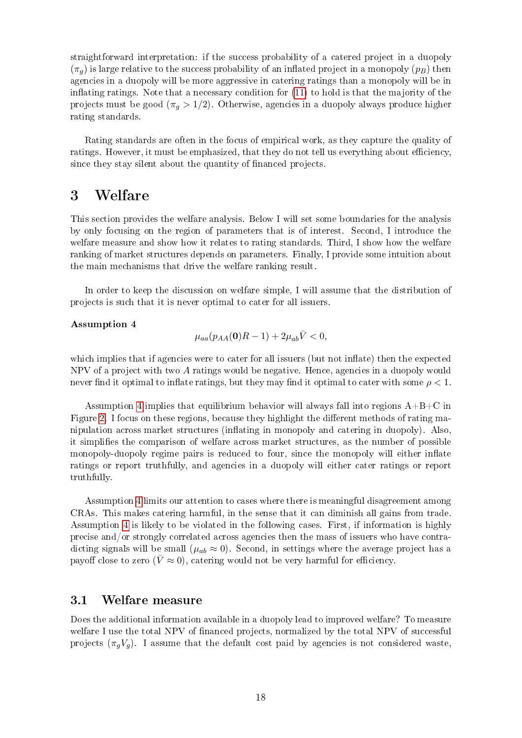straightforward interpretation: if the success probability of a catered project in a duopoly ($\pi_g$) is large relative to the success probability of an inflated project in a monopoly ($p_B$) then agencies in a duopoly will be more aggressive in catering ratings than a monopoly will be in inflating ratings. Note that a necessary condition for (11) to hold is that the majority of the projects must be good ($\pi_g > 1/2$). Otherwise, agencies in a duopoly always produce higher rating standards.

Rating standards are often in the focus of empirical work, as they capture the quality of ratings. However, it must be emphasized, that they do not tell us everything about efficiency, since they stay silent about the quantity of financed projects.

# 3 Welfare

This section provides the welfare analysis. Below I will set some boundaries for the analysis by only focusing on the region of parameters that is of interest. Second, I introduce the welfare measure and show how it relates to rating standards. Third, I show how the welfare ranking of market structures depends on parameters. Finally, I provide some intuition about the main mechanisms that drive the welfare ranking result.

In order to keep the discussion on welfare simple, I will assume that the distribution of projects is such that it is never optimal to cater for all issuers.

**Assumption 4**

$$\mu_{aa}(p_{AA}(\mathbf{0})R - 1) + 2\mu_{ab}\bar{V} < 0,$$

which implies that if agencies were to cater for all issuers (but not inflate) then the expected NPV of a project with two $A$ ratings would be negative. Hence, agencies in a duopoly would never find it optimal to inflate ratings, but they may find it optimal to cater with some $\rho < 1$.

Assumption 4 implies that equilibrium behavior will always fall into regions A+B+C in Figure 2. I focus on these regions, because they highlight the different methods of rating manipulation across market structures (inflating in monopoly and catering in duopoly). Also, it simplifies the comparison of welfare across market structures, as the number of possible monopoly-duopoly regime pairs is reduced to four, since the monopoly will either inflate ratings or report truthfully, and agencies in a duopoly will either cater ratings or report truthfully.

Assumption 4 limits our attention to cases where there is meaningful disagreement among CRAs. This makes catering harmful, in the sense that it can diminish all gains from trade. Assumption 4 is likely to be violated in the following cases. First, if information is highly precise and/or strongly correlated across agencies then the mass of issuers who have contradicting signals will be small ($\mu_{ab} \approx 0$). Second, in settings where the average project has a payoff close to zero ($\bar{V} \approx 0$), catering would not be very harmful for efficiency.

## 3.1 Welfare measure

Does the additional information available in a duopoly lead to improved welfare? To measure welfare I use the total NPV of financed projects, normalized by the total NPV of successful projects ($\pi_g V_g$). I assume that the default cost paid by agencies is not considered waste,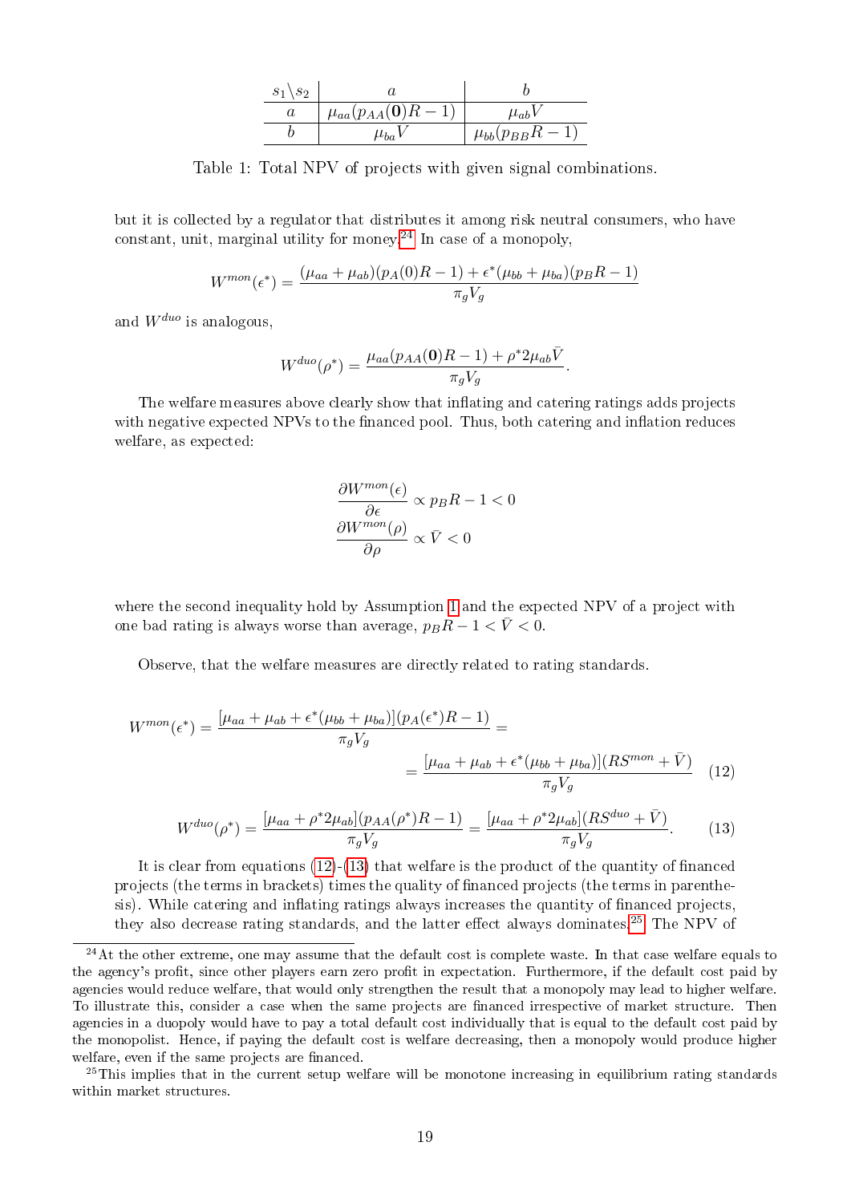| $s_1 \backslash s_2$ | $a$ | $b$ |
|---|---|---|
| $a$ | $\mu_{aa}(p_{AA}(\mathbf{0})R-1)$ | $\mu_{ab}V$ |
| $b$ | $\mu_{ba}V$ | $\mu_{bb}(p_{BB}R-1)$ |

Table 1: Total NPV of projects with given signal combinations.

but it is collected by a regulator that distributes it among risk neutral consumers, who have constant, unit, marginal utility for money.[24] In case of a monopoly,

$$W^{mon}(\epsilon^*) = \frac{(\mu_{aa}+\mu_{ab})(p_A(0)R-1) + \epsilon^*(\mu_{bb}+\mu_{ba})(p_B R-1)}{\pi_g V_g}$$

and $W^{duo}$ is analogous,

$$W^{duo}(\rho^*) = \frac{\mu_{aa}(p_{AA}(\mathbf{0})R-1) + \rho^* 2\mu_{ab}\bar{V}}{\pi_g V_g}.$$

The welfare measures above clearly show that inflating and catering ratings adds projects with negative expected NPVs to the financed pool. Thus, both catering and inflation reduces welfare, as expected:

$$\frac{\partial W^{mon}(\epsilon)}{\partial \epsilon} \propto p_B R - 1 < 0$$
$$\frac{\partial W^{mon}(\rho)}{\partial \rho} \propto \bar{V} < 0$$

where the second inequality hold by Assumption 1 and the expected NPV of a project with one bad rating is always worse than average, $p_B R - 1 < \bar{V} < 0$.

Observe, that the welfare measures are directly related to rating standards.

$$W^{mon}(\epsilon^*) = \frac{[\mu_{aa}+\mu_{ab}+\epsilon^*(\mu_{bb}+\mu_{ba})](p_A(\epsilon^*)R-1)}{\pi_g V_g} = \frac{[\mu_{aa}+\mu_{ab}+\epsilon^*(\mu_{bb}+\mu_{ba})](RS^{mon}+\bar{V})}{\pi_g V_g} \quad (12)$$

$$W^{duo}(\rho^*) = \frac{[\mu_{aa}+\rho^* 2\mu_{ab}](p_{AA}(\rho^*)R-1)}{\pi_g V_g} = \frac{[\mu_{aa}+\rho^* 2\mu_{ab}](RS^{duo}+\bar{V})}{\pi_g V_g}. \quad (13)$$

It is clear from equations (12)-(13) that welfare is the product of the quantity of financed projects (the terms in brackets) times the quality of financed projects (the terms in parenthesis). While catering and inflating ratings always increases the quantity of financed projects, they also decrease rating standards, and the latter effect always dominates.[25] The NPV of

[24] At the other extreme, one may assume that the default cost is complete waste. In that case welfare equals to the agency's profit, since other players earn zero profit in expectation. Furthermore, if the default cost paid by agencies would reduce welfare, that would only strengthen the result that a monopoly may lead to higher welfare. To illustrate this, consider a case when the same projects are financed irrespective of market structure. Then agencies in a duopoly would have to pay a total default cost individually that is equal to the default cost paid by the monopolist. Hence, if paying the default cost is welfare decreasing, then a monopoly would produce higher welfare, even if the same projects are financed.

[25] This implies that in the current setup welfare will be monotone increasing in equilibrium rating standards within market structures.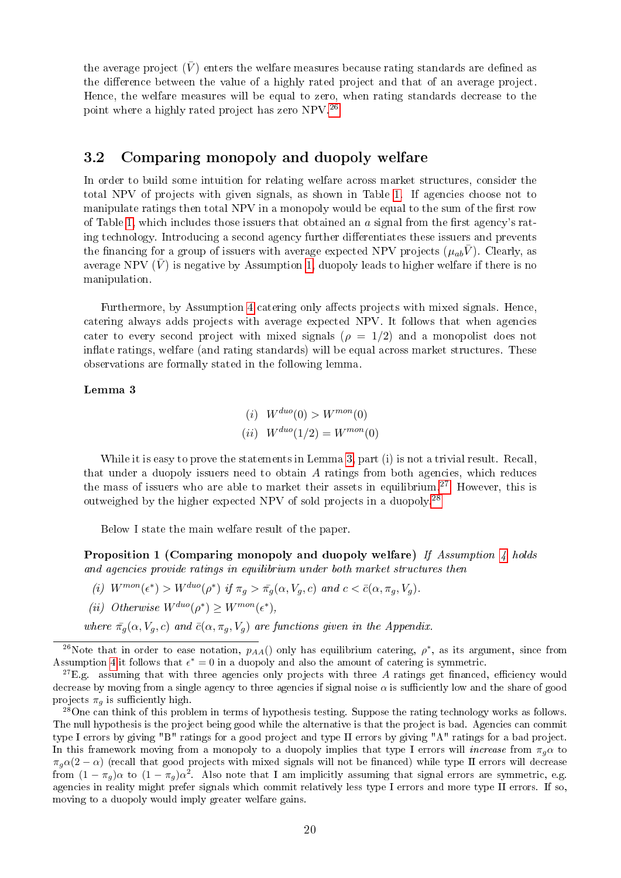the average project ($\bar{V}$) enters the welfare measures because rating standards are defined as the difference between the value of a highly rated project and that of an average project. Hence, the welfare measures will be equal to zero, when rating standards decrease to the point where a highly rated project has zero NPV.[26]

## 3.2 Comparing monopoly and duopoly welfare

In order to build some intuition for relating welfare across market structures, consider the total NPV of projects with given signals, as shown in Table 1. If agencies choose not to manipulate ratings then total NPV in a monopoly would be equal to the sum of the first row of Table 1, which includes those issuers that obtained an $a$ signal from the first agency's rating technology. Introducing a second agency further differentiates these issuers and prevents the financing for a group of issuers with average expected NPV projects ($\mu_{ab}\bar{V}$). Clearly, as average NPV ($\bar{V}$) is negative by Assumption 1, duopoly leads to higher welfare if there is no manipulation.

Furthermore, by Assumption 4 catering only affects projects with mixed signals. Hence, catering always adds projects with average expected NPV. It follows that when agencies cater to every second project with mixed signals ($\rho = 1/2$) and a monopolist does not inflate ratings, welfare (and rating standards) will be equal across market structures. These observations are formally stated in the following lemma.

**Lemma 3**

$$(i) \quad W^{duo}(0) > W^{mon}(0)$$
$$(ii) \quad W^{duo}(1/2) = W^{mon}(0)$$

While it is easy to prove the statements in Lemma 3, part (i) is not a trivial result. Recall, that under a duopoly issuers need to obtain $A$ ratings from both agencies, which reduces the mass of issuers who are able to market their assets in equilibrium.[27] However, this is outweighed by the higher expected NPV of sold projects in a duopoly.[28]

Below I state the main welfare result of the paper.

**Proposition 1 (Comparing monopoly and duopoly welfare)** *If Assumption 4 holds and agencies provide ratings in equilibrium under both market structures then*

*(i)* $W^{mon}(\epsilon^*) > W^{duo}(\rho^*)$ *if* $\pi_g > \bar{\pi}_g(\alpha, V_g, c)$ *and* $c < \bar{c}(\alpha, \pi_g, V_g)$.

*(ii) Otherwise* $W^{duo}(\rho^*) \geq W^{mon}(\epsilon^*)$,

*where* $\bar{\pi}_g(\alpha, V_g, c)$ *and* $\bar{c}(\alpha, \pi_g, V_g)$ *are functions given in the Appendix.*

---

[26] Note that in order to ease notation, $p_{AA}()$ only has equilibrium catering, $\rho^*$, as its argument, since from Assumption 4 it follows that $\epsilon^* = 0$ in a duopoly and also the amount of catering is symmetric.

[27] E.g. assuming that with three agencies only projects with three $A$ ratings get financed, efficiency would decrease by moving from a single agency to three agencies if signal noise $\alpha$ is sufficiently low and the share of good projects $\pi_g$ is sufficiently high.

[28] One can think of this problem in terms of hypothesis testing. Suppose the rating technology works as follows. The null hypothesis is the project being good while the alternative is that the project is bad. Agencies can commit type I errors by giving "B" ratings for a good project and type II errors by giving "A" ratings for a bad project. In this framework moving from a monopoly to a duopoly implies that type I errors will *increase* from $\pi_g\alpha$ to $\pi_g\alpha(2-\alpha)$ (recall that good projects with mixed signals will not be financed) while type II errors will decrease from $(1-\pi_g)\alpha$ to $(1-\pi_g)\alpha^2$. Also note that I am implicitly assuming that signal errors are symmetric, e.g. agencies in reality might prefer signals which commit relatively less type I errors and more type II errors. If so, moving to a duopoly would imply greater welfare gains.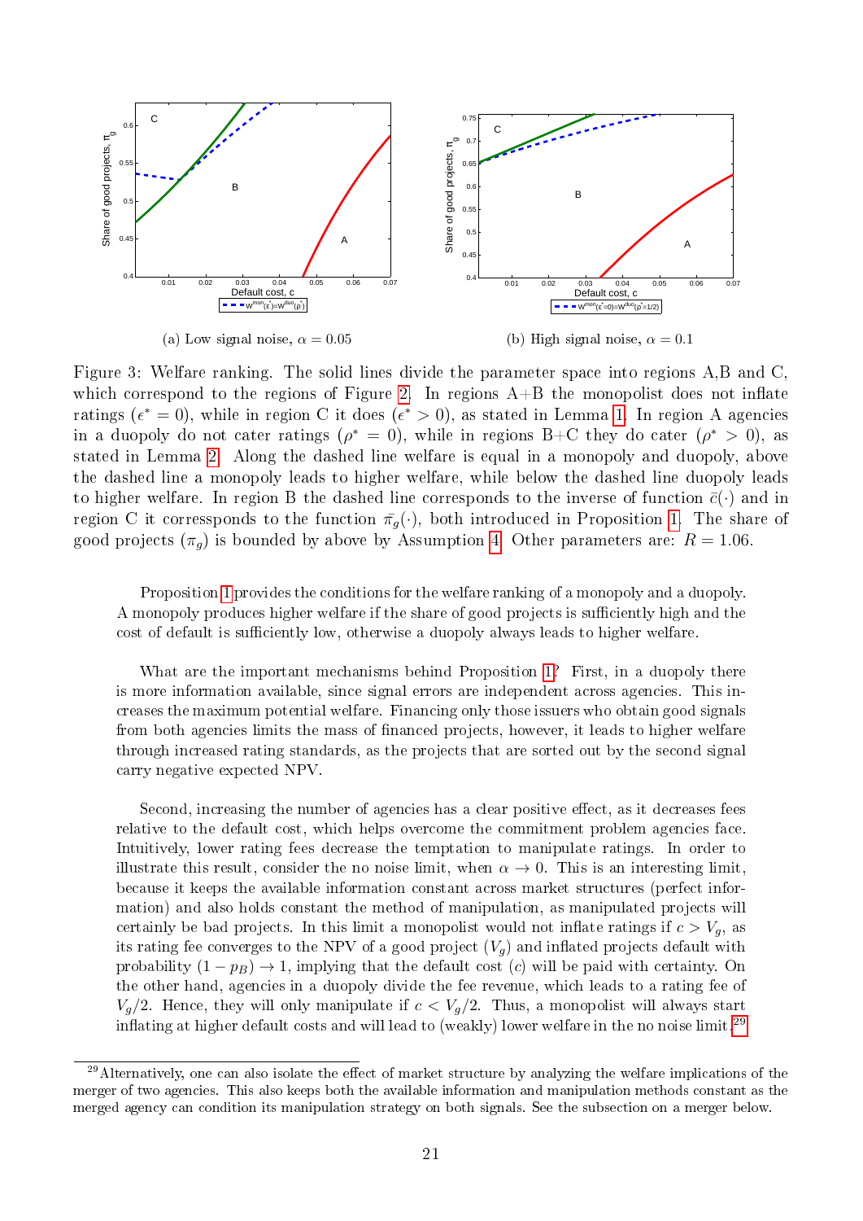(a) Low signal noise, $\alpha = 0.05$

(b) High signal noise, $\alpha = 0.1$

Figure 3: Welfare ranking. The solid lines divide the parameter space into regions A,B and C, which correspond to the regions of Figure 2. In regions A+B the monopolist does not inflate ratings ($\epsilon^* = 0$), while in region C it does ($\epsilon^* > 0$), as stated in Lemma 1. In region A agencies in a duopoly do not cater ratings ($\rho^* = 0$), while in regions B+C they do cater ($\rho^* > 0$), as stated in Lemma 2. Along the dashed line welfare is equal in a monopoly and duopoly, above the dashed line a monopoly leads to higher welfare, while below the dashed line duopoly leads to higher welfare. In region B the dashed line corresponds to the inverse of function $\bar{c}(\cdot)$ and in region C it corressponds to the function $\bar{\pi}_g(\cdot)$, both introduced in Proposition 1. The share of good projects ($\pi_g$) is bounded by above by Assumption 4. Other parameters are: $R = 1.06$.

Proposition 1 provides the conditions for the welfare ranking of a monopoly and a duopoly. A monopoly produces higher welfare if the share of good projects is sufficiently high and the cost of default is sufficiently low, otherwise a duopoly always leads to higher welfare.

What are the important mechanisms behind Proposition 1? First, in a duopoly there is more information available, since signal errors are independent across agencies. This increases the maximum potential welfare. Financing only those issuers who obtain good signals from both agencies limits the mass of financed projects, however, it leads to higher welfare through increased rating standards, as the projects that are sorted out by the second signal carry negative expected NPV.

Second, increasing the number of agencies has a clear positive effect, as it decreases fees relative to the default cost, which helps overcome the commitment problem agencies face. Intuitively, lower rating fees decrease the temptation to manipulate ratings. In order to illustrate this result, consider the no noise limit, when $\alpha \to 0$. This is an interesting limit, because it keeps the available information constant across market structures (perfect information) and also holds constant the method of manipulation, as manipulated projects will certainly be bad projects. In this limit a monopolist would not inflate ratings if $c > V_g$, as its rating fee converges to the NPV of a good project ($V_g$) and inflated projects default with probability $(1 - p_B) \to 1$, implying that the default cost ($c$) will be paid with certainty. On the other hand, agencies in a duopoly divide the fee revenue, which leads to a rating fee of $V_g/2$. Hence, they will only manipulate if $c < V_g/2$. Thus, a monopolist will always start inflating at higher default costs and will lead to (weakly) lower welfare in the no noise limit.[29]

[29] Alternatively, one can also isolate the effect of market structure by analyzing the welfare implications of the merger of two agencies. This also keeps both the available information and manipulation methods constant as the merged agency can condition its manipulation strategy on both signals. See the subsection on a merger below.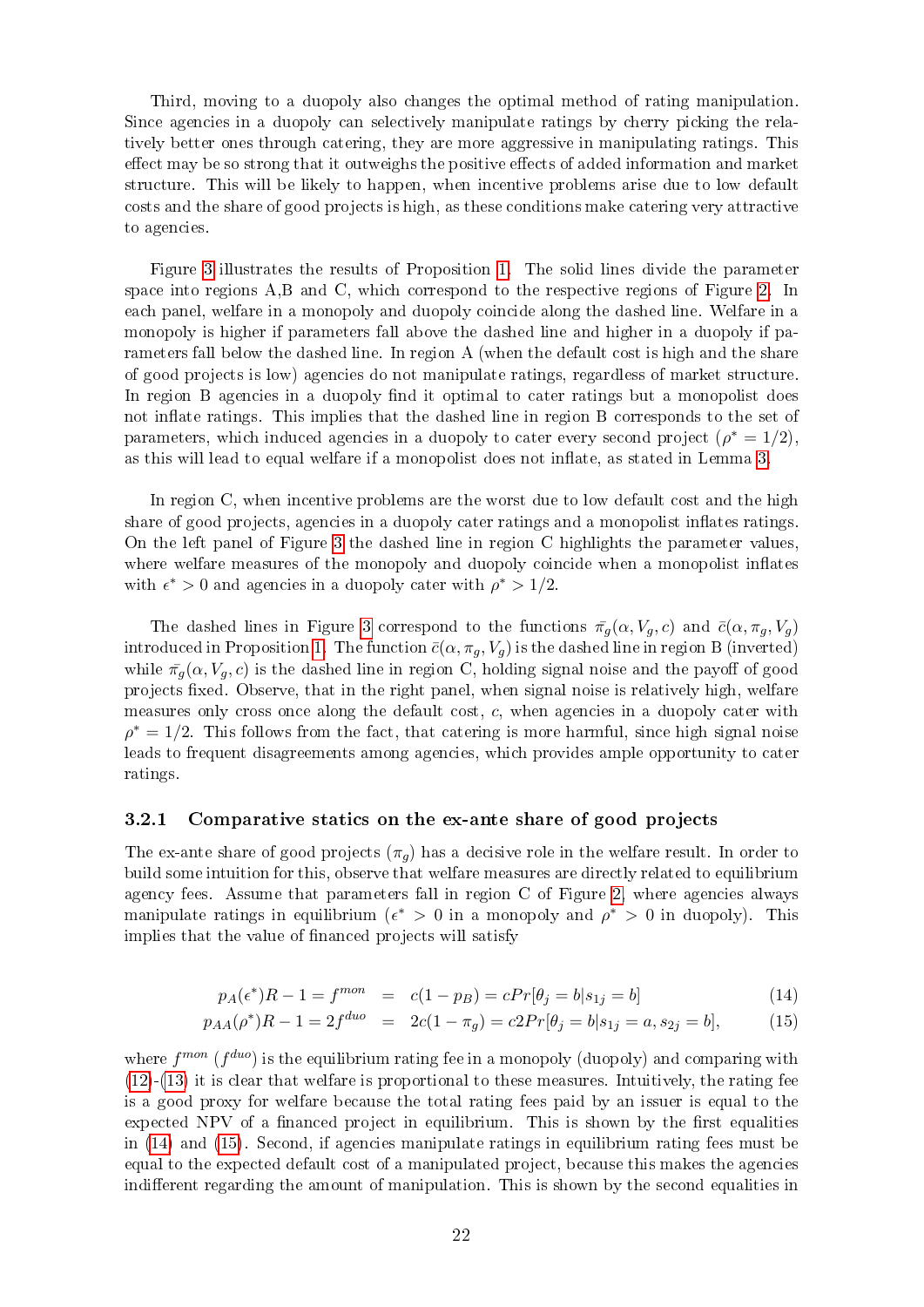Third, moving to a duopoly also changes the optimal method of rating manipulation. Since agencies in a duopoly can selectively manipulate ratings by cherry picking the relatively better ones through catering, they are more aggressive in manipulating ratings. This effect may be so strong that it outweighs the positive effects of added information and market structure. This will be likely to happen, when incentive problems arise due to low default costs and the share of good projects is high, as these conditions make catering very attractive to agencies.

Figure 3 illustrates the results of Proposition 1. The solid lines divide the parameter space into regions A,B and C, which correspond to the respective regions of Figure 2. In each panel, welfare in a monopoly and duopoly coincide along the dashed line. Welfare in a monopoly is higher if parameters fall above the dashed line and higher in a duopoly if parameters fall below the dashed line. In region A (when the default cost is high and the share of good projects is low) agencies do not manipulate ratings, regardless of market structure. In region B agencies in a duopoly find it optimal to cater ratings but a monopolist does not inflate ratings. This implies that the dashed line in region B corresponds to the set of parameters, which induced agencies in a duopoly to cater every second project ($\rho^* = 1/2$), as this will lead to equal welfare if a monopolist does not inflate, as stated in Lemma 3.

In region C, when incentive problems are the worst due to low default cost and the high share of good projects, agencies in a duopoly cater ratings and a monopolist inflates ratings. On the left panel of Figure 3 the dashed line in region C highlights the parameter values, where welfare measures of the monopoly and duopoly coincide when a monopolist inflates with $\epsilon^* > 0$ and agencies in a duopoly cater with $\rho^* > 1/2$.

The dashed lines in Figure 3 correspond to the functions $\bar{\pi_g}(\alpha, V_g, c)$ and $\bar{c}(\alpha, \pi_g, V_g)$ introduced in Proposition 1. The function $\bar{c}(\alpha, \pi_g, V_g)$ is the dashed line in region B (inverted) while $\bar{\pi_g}(\alpha, V_g, c)$ is the dashed line in region C, holding signal noise and the payoff of good projects fixed. Observe, that in the right panel, when signal noise is relatively high, welfare measures only cross once along the default cost, $c$, when agencies in a duopoly cater with $\rho^* = 1/2$. This follows from the fact, that catering is more harmful, since high signal noise leads to frequent disagreements among agencies, which provides ample opportunity to cater ratings.

### 3.2.1 Comparative statics on the ex-ante share of good projects

The ex-ante share of good projects ($\pi_g$) has a decisive role in the welfare result. In order to build some intuition for this, observe that welfare measures are directly related to equilibrium agency fees. Assume that parameters fall in region C of Figure 2, where agencies always manipulate ratings in equilibrium ($\epsilon^* > 0$ in a monopoly and $\rho^* > 0$ in duopoly). This implies that the value of financed projects will satisfy

$$p_A(\epsilon^*)R - 1 = f^{mon} \quad = \quad c(1 - p_B) = cPr[\theta_j = b|s_{1j} = b] \tag{14}$$

$$p_{AA}(\rho^*)R - 1 = 2f^{duo} \quad = \quad 2c(1 - \pi_g) = c2Pr[\theta_j = b|s_{1j} = a, s_{2j} = b], \tag{15}$$

where $f^{mon}$ ($f^{duo}$) is the equilibrium rating fee in a monopoly (duopoly) and comparing with (12)-(13) it is clear that welfare is proportional to these measures. Intuitively, the rating fee is a good proxy for welfare because the total rating fees paid by an issuer is equal to the expected NPV of a financed project in equilibrium. This is shown by the first equalities in (14) and (15). Second, if agencies manipulate ratings in equilibrium rating fees must be equal to the expected default cost of a manipulated project, because this makes the agencies indifferent regarding the amount of manipulation. This is shown by the second equalities in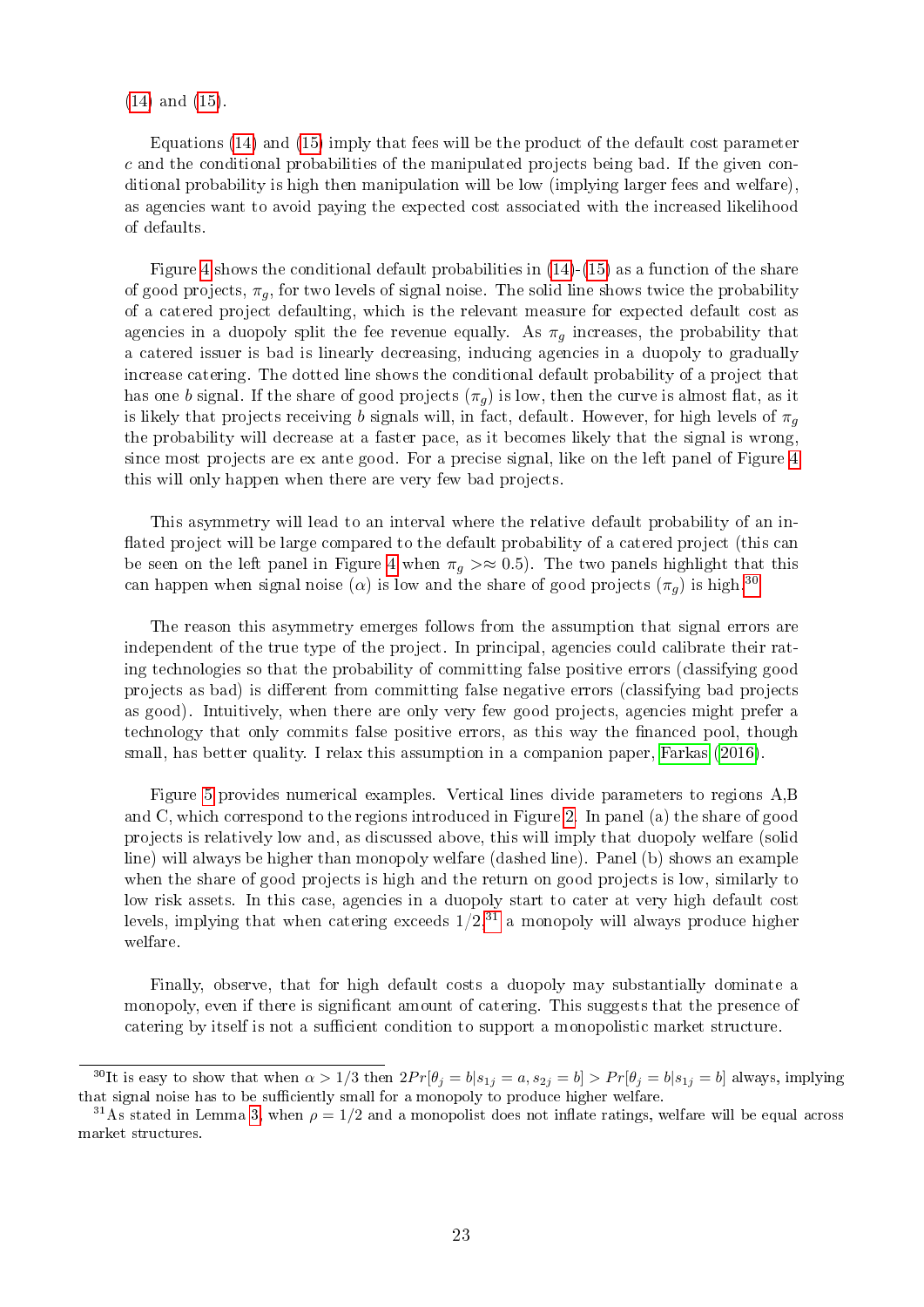(14) and (15).

Equations (14) and (15) imply that fees will be the product of the default cost parameter $c$ and the conditional probabilities of the manipulated projects being bad. If the given conditional probability is high then manipulation will be low (implying larger fees and welfare), as agencies want to avoid paying the expected cost associated with the increased likelihood of defaults.

Figure 4 shows the conditional default probabilities in (14)-(15) as a function of the share of good projects, $\pi_g$, for two levels of signal noise. The solid line shows twice the probability of a catered project defaulting, which is the relevant measure for expected default cost as agencies in a duopoly split the fee revenue equally. As $\pi_g$ increases, the probability that a catered issuer is bad is linearly decreasing, inducing agencies in a duopoly to gradually increase catering. The dotted line shows the conditional default probability of a project that has one $b$ signal. If the share of good projects ($\pi_g$) is low, then the curve is almost flat, as it is likely that projects receiving $b$ signals will, in fact, default. However, for high levels of $\pi_g$ the probability will decrease at a faster pace, as it becomes likely that the signal is wrong, since most projects are ex ante good. For a precise signal, like on the left panel of Figure 4 this will only happen when there are very few bad projects.

This asymmetry will lead to an interval where the relative default probability of an inflated project will be large compared to the default probability of a catered project (this can be seen on the left panel in Figure 4 when $\pi_g >\approx 0.5$). The two panels highlight that this can happen when signal noise ($\alpha$) is low and the share of good projects ($\pi_g$) is high.[30]

The reason this asymmetry emerges follows from the assumption that signal errors are independent of the true type of the project. In principal, agencies could calibrate their rating technologies so that the probability of committing false positive errors (classifying good projects as bad) is different from committing false negative errors (classifying bad projects as good). Intuitively, when there are only very few good projects, agencies might prefer a technology that only commits false positive errors, as this way the financed pool, though small, has better quality. I relax this assumption in a companion paper, Farkas (2016).

Figure 5 provides numerical examples. Vertical lines divide parameters to regions A,B and C, which correspond to the regions introduced in Figure 2. In panel (a) the share of good projects is relatively low and, as discussed above, this will imply that duopoly welfare (solid line) will always be higher than monopoly welfare (dashed line). Panel (b) shows an example when the share of good projects is high and the return on good projects is low, similarly to low risk assets. In this case, agencies in a duopoly start to cater at very high default cost levels, implying that when catering exceeds 1/2,[31] a monopoly will always produce higher welfare.

Finally, observe, that for high default costs a duopoly may substantially dominate a monopoly, even if there is significant amount of catering. This suggests that the presence of catering by itself is not a sufficient condition to support a monopolistic market structure.

---

[30] It is easy to show that when $\alpha > 1/3$ then $2Pr[\theta_j = b|s_{1j} = a, s_{2j} = b] > Pr[\theta_j = b|s_{1j} = b]$ always, implying that signal noise has to be sufficiently small for a monopoly to produce higher welfare.

[31] As stated in Lemma 3, when $\rho = 1/2$ and a monopolist does not inflate ratings, welfare will be equal across market structures.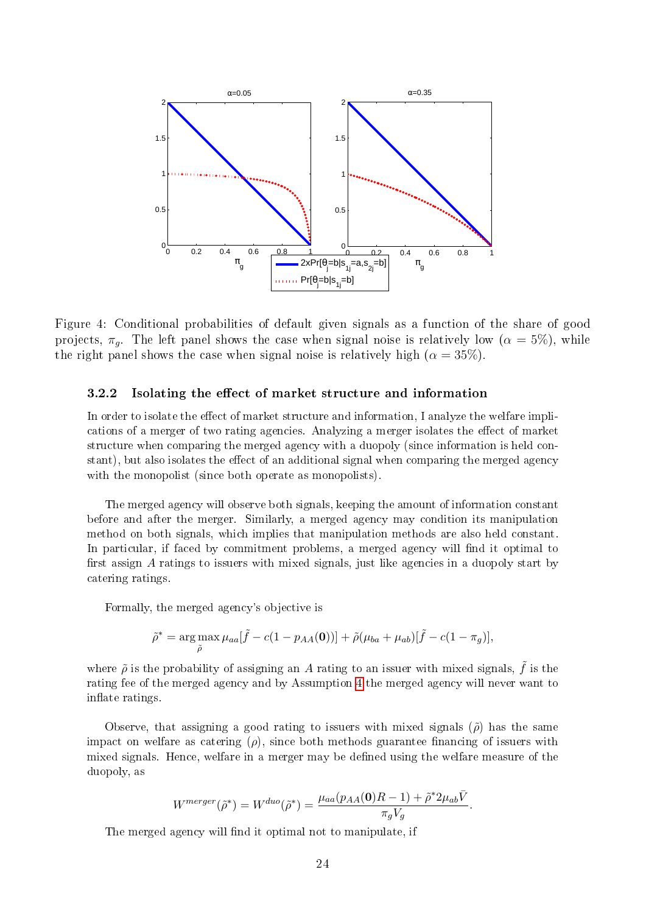Figure 4: Conditional probabilities of default given signals as a function of the share of good projects, $\pi_g$. The left panel shows the case when signal noise is relatively low ($\alpha = 5\%$), while the right panel shows the case when signal noise is relatively high ($\alpha = 35\%$).

### 3.2.2 Isolating the effect of market structure and information

In order to isolate the effect of market structure and information, I analyze the welfare implications of a merger of two rating agencies. Analyzing a merger isolates the effect of market structure when comparing the merged agency with a duopoly (since information is held constant), but also isolates the effect of an additional signal when comparing the merged agency with the monopolist (since both operate as monopolists).

The merged agency will observe both signals, keeping the amount of information constant before and after the merger. Similarly, a merged agency may condition its manipulation method on both signals, which implies that manipulation methods are also held constant. In particular, if faced by commitment problems, a merged agency will find it optimal to first assign $A$ ratings to issuers with mixed signals, just like agencies in a duopoly start by catering ratings.

Formally, the merged agency's objective is

$$\tilde{\rho}^* = \arg\max_{\tilde{\rho}} \mu_{aa}[\tilde{f} - c(1 - p_{AA}(\mathbf{0}))] + \tilde{\rho}(\mu_{ba} + \mu_{ab})[\tilde{f} - c(1 - \pi_g)],$$

where $\tilde{\rho}$ is the probability of assigning an $A$ rating to an issuer with mixed signals, $\tilde{f}$ is the rating fee of the merged agency and by Assumption 4 the merged agency will never want to inflate ratings.

Observe, that assigning a good rating to issuers with mixed signals ($\tilde{\rho}$) has the same impact on welfare as catering ($\rho$), since both methods guarantee financing of issuers with mixed signals. Hence, welfare in a merger may be defined using the welfare measure of the duopoly, as

$$W^{merger}(\tilde{\rho}^*) = W^{duo}(\tilde{\rho}^*) = \frac{\mu_{aa}(p_{AA}(\mathbf{0})R - 1) + \tilde{\rho}^* 2\mu_{ab}\bar{V}}{\pi_g V_g}.$$

The merged agency will find it optimal not to manipulate, if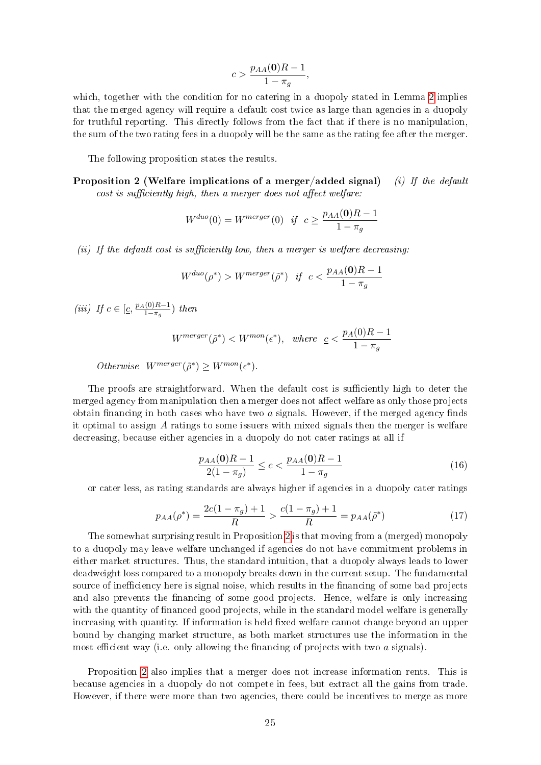$$c > \frac{p_{AA}(\mathbf{0})R - 1}{1 - \pi_g},$$

which, together with the condition for no catering in a duopoly stated in Lemma 2 implies that the merged agency will require a default cost twice as large than agencies in a duopoly for truthful reporting. This directly follows from the fact that if there is no manipulation, the sum of the two rating fees in a duopoly will be the same as the rating fee after the merger.

The following proposition states the results.

**Proposition 2 (Welfare implications of a merger/added signal)** *(i) If the default cost is sufficiently high, then a merger does not affect welfare:*

$$W^{duo}(0) = W^{merger}(0) \quad \text{if} \quad c \geq \frac{p_{AA}(\mathbf{0})R - 1}{1 - \pi_g}$$

*(ii) If the default cost is sufficiently low, then a merger is welfare decreasing:*

$$W^{duo}(\rho^*) > W^{merger}(\tilde{\rho}^*) \quad \text{if} \quad c < \frac{p_{AA}(\mathbf{0})R - 1}{1 - \pi_g}$$

*(iii) If $c \in [\underline{c}, \frac{p_A(0)R-1}{1-\pi_g})$ then*

$$W^{merger}(\tilde{\rho}^*) < W^{mon}(\epsilon^*), \quad \text{where} \quad \underline{c} < \frac{p_A(0)R - 1}{1 - \pi_g}$$

*Otherwise* $W^{merger}(\tilde{\rho}^*) \geq W^{mon}(\epsilon^*)$.

The proofs are straightforward. When the default cost is sufficiently high to deter the merged agency from manipulation then a merger does not affect welfare as only those projects obtain financing in both cases who have two $a$ signals. However, if the merged agency finds it optimal to assign $A$ ratings to some issuers with mixed signals then the merger is welfare decreasing, because either agencies in a duopoly do not cater ratings at all if

$$\frac{p_{AA}(\mathbf{0})R - 1}{2(1 - \pi_g)} \leq c < \frac{p_{AA}(\mathbf{0})R - 1}{1 - \pi_g} \tag{16}$$

or cater less, as rating standards are always higher if agencies in a duopoly cater ratings

$$p_{AA}(\rho^*) = \frac{2c(1 - \pi_g) + 1}{R} > \frac{c(1 - \pi_g) + 1}{R} = p_{AA}(\tilde{\rho}^*) \tag{17}$$

The somewhat surprising result in Proposition 2 is that moving from a (merged) monopoly to a duopoly may leave welfare unchanged if agencies do not have commitment problems in either market structures. Thus, the standard intuition, that a duopoly always leads to lower deadweight loss compared to a monopoly breaks down in the current setup. The fundamental source of inefficiency here is signal noise, which results in the financing of some bad projects and also prevents the financing of some good projects. Hence, welfare is only increasing with the quantity of financed good projects, while in the standard model welfare is generally increasing with quantity. If information is held fixed welfare cannot change beyond an upper bound by changing market structure, as both market structures use the information in the most efficient way (i.e. only allowing the financing of projects with two $a$ signals).

Proposition 2 also implies that a merger does not increase information rents. This is because agencies in a duopoly do not compete in fees, but extract all the gains from trade. However, if there were more than two agencies, there could be incentives to merge as more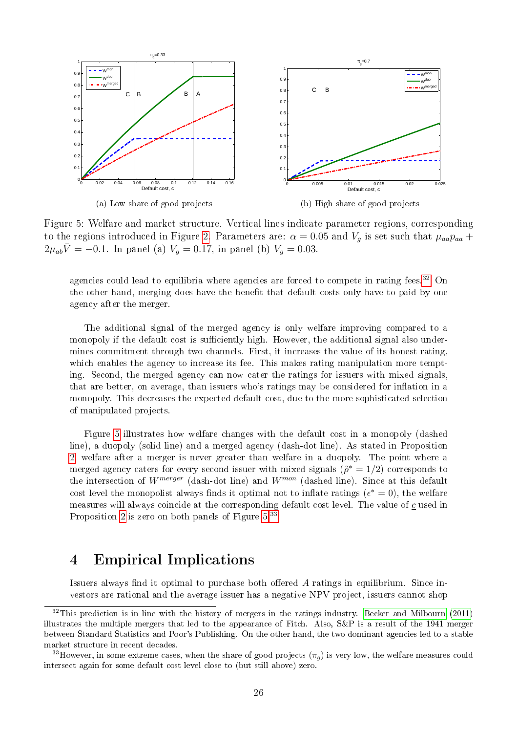(a) Low share of good projects

(b) High share of good projects

Figure 5: Welfare and market structure. Vertical lines indicate parameter regions, corresponding to the regions introduced in Figure 2. Parameters are: $\alpha = 0.05$ and $V_g$ is set such that $\mu_{aa}p_{aa} + 2\mu_{ab}\bar{V} = -0.1$. In panel (a) $V_g = 0.17$, in panel (b) $V_g = 0.03$.

agencies could lead to equilibria where agencies are forced to compete in rating fees.[32] On the other hand, merging does have the benefit that default costs only have to paid by one agency after the merger.

The additional signal of the merged agency is only welfare improving compared to a monopoly if the default cost is sufficiently high. However, the additional signal also undermines commitment through two channels. First, it increases the value of its honest rating, which enables the agency to increase its fee. This makes rating manipulation more tempting. Second, the merged agency can now cater the ratings for issuers with mixed signals, that are better, on average, than issuers who's ratings may be considered for inflation in a monopoly. This decreases the expected default cost, due to the more sophisticated selection of manipulated projects.

Figure 5 illustrates how welfare changes with the default cost in a monopoly (dashed line), a duopoly (solid line) and a merged agency (dash-dot line). As stated in Proposition 2, welfare after a merger is never greater than welfare in a duopoly. The point where a merged agency caters for every second issuer with mixed signals ($\tilde{\rho}^* = 1/2$) corresponds to the intersection of $W^{merger}$ (dash-dot line) and $W^{mon}$ (dashed line). Since at this default cost level the monopolist always finds it optimal not to inflate ratings ($\epsilon^* = 0$), the welfare measures will always coincide at the corresponding default cost level. The value of $\underline{c}$ used in Proposition 2 is zero on both panels of Figure 5.[33]

# 4 Empirical Implications

Issuers always find it optimal to purchase both offered $A$ ratings in equilibrium. Since investors are rational and the average issuer has a negative NPV project, issuers cannot shop

[32] This prediction is in line with the history of mergers in the ratings industry. Becker and Milbourn (2011) illustrates the multiple mergers that led to the appearance of Fitch. Also, S&P is a result of the 1941 merger between Standard Statistics and Poor's Publishing. On the other hand, the two dominant agencies led to a stable market structure in recent decades.

[33] However, in some extreme cases, when the share of good projects ($\pi_g$) is very low, the welfare measures could intersect again for some default cost level close to (but still above) zero.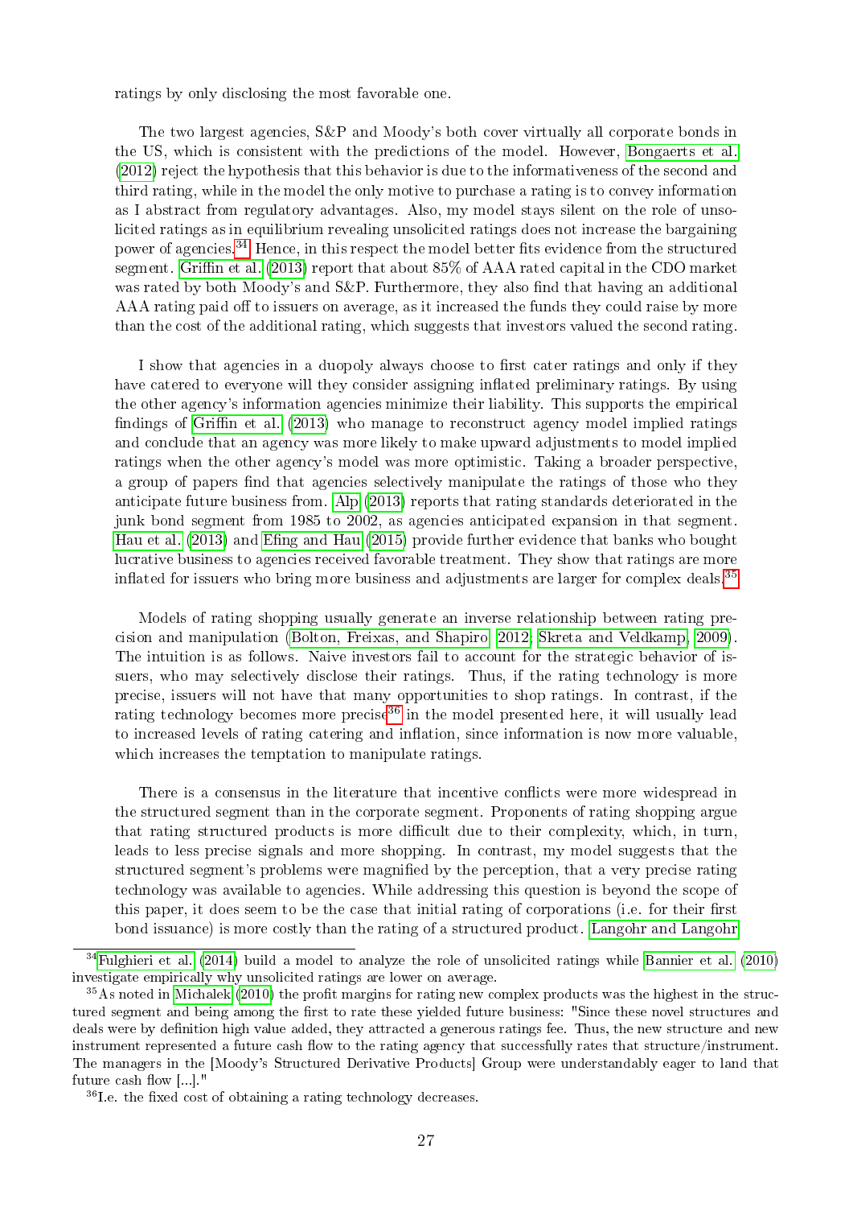ratings by only disclosing the most favorable one.

The two largest agencies, S&P and Moody's both cover virtually all corporate bonds in the US, which is consistent with the predictions of the model. However, Bongaerts et al. (2012) reject the hypothesis that this behavior is due to the informativeness of the second and third rating, while in the model the only motive to purchase a rating is to convey information as I abstract from regulatory advantages. Also, my model stays silent on the role of unsolicited ratings as in equilibrium revealing unsolicited ratings does not increase the bargaining power of agencies.[34] Hence, in this respect the model better fits evidence from the structured segment. Griffin et al. (2013) report that about 85% of AAA rated capital in the CDO market was rated by both Moody's and S&P. Furthermore, they also find that having an additional AAA rating paid off to issuers on average, as it increased the funds they could raise by more than the cost of the additional rating, which suggests that investors valued the second rating.

I show that agencies in a duopoly always choose to first cater ratings and only if they have catered to everyone will they consider assigning inflated preliminary ratings. By using the other agency's information agencies minimize their liability. This supports the empirical findings of Griffin et al. (2013) who manage to reconstruct agency model implied ratings and conclude that an agency was more likely to make upward adjustments to model implied ratings when the other agency's model was more optimistic. Taking a broader perspective, a group of papers find that agencies selectively manipulate the ratings of those who they anticipate future business from. Alp (2013) reports that rating standards deteriorated in the junk bond segment from 1985 to 2002, as agencies anticipated expansion in that segment. Hau et al. (2013) and Efing and Hau (2015) provide further evidence that banks who bought lucrative business to agencies received favorable treatment. They show that ratings are more inflated for issuers who bring more business and adjustments are larger for complex deals.[35]

Models of rating shopping usually generate an inverse relationship between rating precision and manipulation (Bolton, Freixas, and Shapiro, 2012; Skreta and Veldkamp, 2009). The intuition is as follows. Naive investors fail to account for the strategic behavior of issuers, who may selectively disclose their ratings. Thus, if the rating technology is more precise, issuers will not have that many opportunities to shop ratings. In contrast, if the rating technology becomes more precise[36] in the model presented here, it will usually lead to increased levels of rating catering and inflation, since information is now more valuable, which increases the temptation to manipulate ratings.

There is a consensus in the literature that incentive conflicts were more widespread in the structured segment than in the corporate segment. Proponents of rating shopping argue that rating structured products is more difficult due to their complexity, which, in turn, leads to less precise signals and more shopping. In contrast, my model suggests that the structured segment's problems were magnified by the perception, that a very precise rating technology was available to agencies. While addressing this question is beyond the scope of this paper, it does seem to be the case that initial rating of corporations (i.e. for their first bond issuance) is more costly than the rating of a structured product. Langohr and Langohr

[34] Fulghieri et al. (2014) build a model to analyze the role of unsolicited ratings while Bannier et al. (2010) investigate empirically why unsolicited ratings are lower on average.

[35] As noted in Michalek (2010) the profit margins for rating new complex products was the highest in the structured segment and being among the first to rate these yielded future business: "Since these novel structures and deals were by definition high value added, they attracted a generous ratings fee. Thus, the new structure and new instrument represented a future cash flow to the rating agency that successfully rates that structure/instrument. The managers in the [Moody's Structured Derivative Products] Group were understandably eager to land that future cash flow [...]."

[36] I.e. the fixed cost of obtaining a rating technology decreases.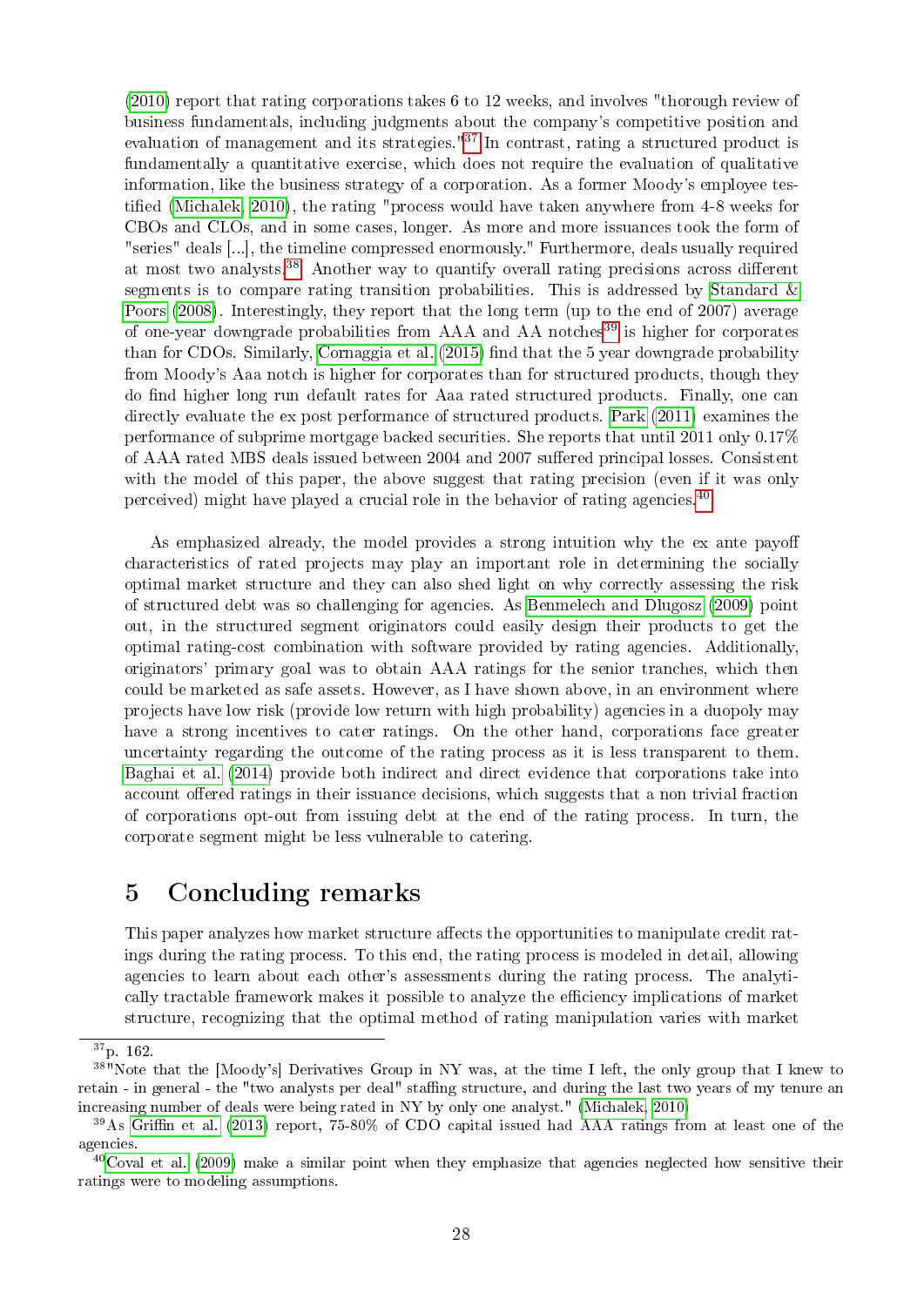(2010) report that rating corporations takes 6 to 12 weeks, and involves "thorough review of business fundamentals, including judgments about the company's competitive position and evaluation of management and its strategies."[37] In contrast, rating a structured product is fundamentally a quantitative exercise, which does not require the evaluation of qualitative information, like the business strategy of a corporation. As a former Moody's employee testified (Michalek, 2010), the rating "process would have taken anywhere from 4-8 weeks for CBOs and CLOs, and in some cases, longer. As more and more issuances took the form of "series" deals [...], the timeline compressed enormously." Furthermore, deals usually required at most two analysts.[38] Another way to quantify overall rating precisions across different segments is to compare rating transition probabilities. This is addressed by Standard & Poors (2008). Interestingly, they report that the long term (up to the end of 2007) average of one-year downgrade probabilities from AAA and AA notches[39] is higher for corporates than for CDOs. Similarly, Cornaggia et al. (2015) find that the 5 year downgrade probability from Moody's Aaa notch is higher for corporates than for structured products, though they do find higher long run default rates for Aaa rated structured products. Finally, one can directly evaluate the ex post performance of structured products. Park (2011) examines the performance of subprime mortgage backed securities. She reports that until 2011 only 0.17% of AAA rated MBS deals issued between 2004 and 2007 suffered principal losses. Consistent with the model of this paper, the above suggest that rating precision (even if it was only perceived) might have played a crucial role in the behavior of rating agencies.[40]

As emphasized already, the model provides a strong intuition why the ex ante payoff characteristics of rated projects may play an important role in determining the socially optimal market structure and they can also shed light on why correctly assessing the risk of structured debt was so challenging for agencies. As Benmelech and Dlugosz (2009) point out, in the structured segment originators could easily design their products to get the optimal rating-cost combination with software provided by rating agencies. Additionally, originators' primary goal was to obtain AAA ratings for the senior tranches, which then could be marketed as safe assets. However, as I have shown above, in an environment where projects have low risk (provide low return with high probability) agencies in a duopoly may have a strong incentives to cater ratings. On the other hand, corporations face greater uncertainty regarding the outcome of the rating process as it is less transparent to them. Baghai et al. (2014) provide both indirect and direct evidence that corporations take into account offered ratings in their issuance decisions, which suggests that a non trivial fraction of corporations opt-out from issuing debt at the end of the rating process. In turn, the corporate segment might be less vulnerable to catering.

# 5 Concluding remarks

This paper analyzes how market structure affects the opportunities to manipulate credit ratings during the rating process. To this end, the rating process is modeled in detail, allowing agencies to learn about each other's assessments during the rating process. The analytically tractable framework makes it possible to analyze the efficiency implications of market structure, recognizing that the optimal method of rating manipulation varies with market

---

[37] p. 162.

[38] "Note that the [Moody's] Derivatives Group in NY was, at the time I left, the only group that I knew to retain - in general - the "two analysts per deal" staffing structure, and during the last two years of my tenure an increasing number of deals were being rated in NY by only one analyst." (Michalek, 2010)

[39] As Griffin et al. (2013) report, 75-80% of CDO capital issued had AAA ratings from at least one of the agencies.

[40] Coval et al. (2009) make a similar point when they emphasize that agencies neglected how sensitive their ratings were to modeling assumptions.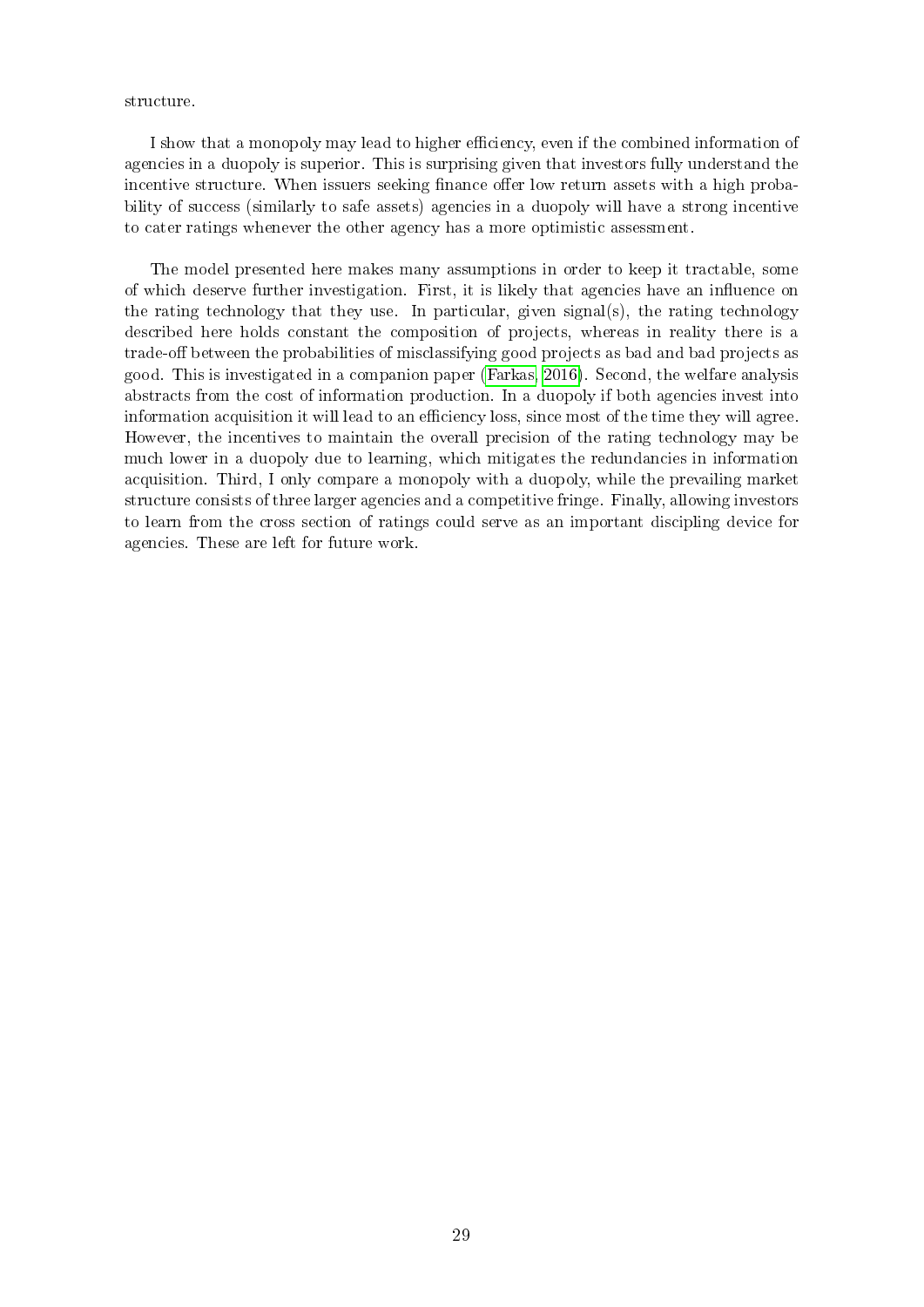structure.

I show that a monopoly may lead to higher efficiency, even if the combined information of agencies in a duopoly is superior. This is surprising given that investors fully understand the incentive structure. When issuers seeking finance offer low return assets with a high probability of success (similarly to safe assets) agencies in a duopoly will have a strong incentive to cater ratings whenever the other agency has a more optimistic assessment.

The model presented here makes many assumptions in order to keep it tractable, some of which deserve further investigation. First, it is likely that agencies have an influence on the rating technology that they use. In particular, given signal(s), the rating technology described here holds constant the composition of projects, whereas in reality there is a trade-off between the probabilities of misclassifying good projects as bad and bad projects as good. This is investigated in a companion paper (Farkas, 2016). Second, the welfare analysis abstracts from the cost of information production. In a duopoly if both agencies invest into information acquisition it will lead to an efficiency loss, since most of the time they will agree. However, the incentives to maintain the overall precision of the rating technology may be much lower in a duopoly due to learning, which mitigates the redundancies in information acquisition. Third, I only compare a monopoly with a duopoly, while the prevailing market structure consists of three larger agencies and a competitive fringe. Finally, allowing investors to learn from the cross section of ratings could serve as an important discipling device for agencies. These are left for future work.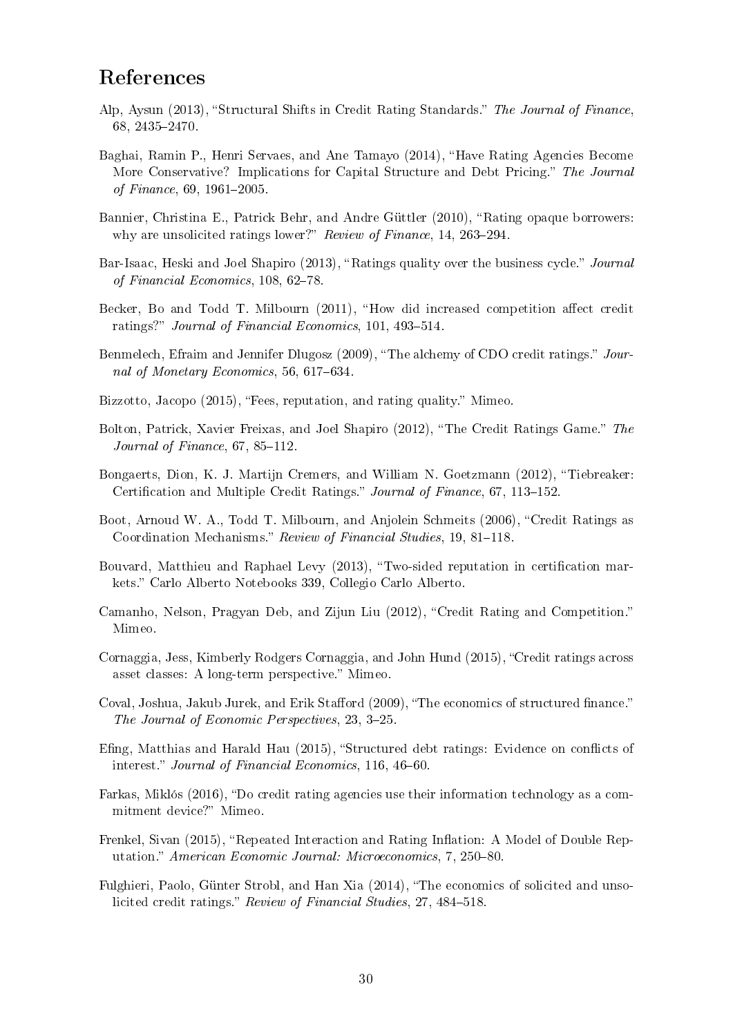# References

Alp, Aysun (2013), "Structural Shifts in Credit Rating Standards." *The Journal of Finance*, 68, 2435–2470.

Baghai, Ramin P., Henri Servaes, and Ane Tamayo (2014), "Have Rating Agencies Become More Conservative? Implications for Capital Structure and Debt Pricing." *The Journal of Finance*, 69, 1961–2005.

Bannier, Christina E., Patrick Behr, and Andre Güttler (2010), "Rating opaque borrowers: why are unsolicited ratings lower?" *Review of Finance*, 14, 263–294.

Bar-Isaac, Heski and Joel Shapiro (2013), "Ratings quality over the business cycle." *Journal of Financial Economics*, 108, 62–78.

Becker, Bo and Todd T. Milbourn (2011), "How did increased competition affect credit ratings?" *Journal of Financial Economics*, 101, 493–514.

Benmelech, Efraim and Jennifer Dlugosz (2009), "The alchemy of CDO credit ratings." *Journal of Monetary Economics*, 56, 617–634.

Bizzotto, Jacopo (2015), "Fees, reputation, and rating quality." Mimeo.

Bolton, Patrick, Xavier Freixas, and Joel Shapiro (2012), "The Credit Ratings Game." *The Journal of Finance*, 67, 85–112.

Bongaerts, Dion, K. J. Martijn Cremers, and William N. Goetzmann (2012), "Tiebreaker: Certification and Multiple Credit Ratings." *Journal of Finance*, 67, 113–152.

Boot, Arnoud W. A., Todd T. Milbourn, and Anjolein Schmeits (2006), "Credit Ratings as Coordination Mechanisms." *Review of Financial Studies*, 19, 81–118.

Bouvard, Matthieu and Raphael Levy (2013), "Two-sided reputation in certification markets." Carlo Alberto Notebooks 339, Collegio Carlo Alberto.

Camanho, Nelson, Pragyan Deb, and Zijun Liu (2012), "Credit Rating and Competition." Mimeo.

Cornaggia, Jess, Kimberly Rodgers Cornaggia, and John Hund (2015), "Credit ratings across asset classes: A long-term perspective." Mimeo.

Coval, Joshua, Jakub Jurek, and Erik Stafford (2009), "The economics of structured finance." *The Journal of Economic Perspectives*, 23, 3–25.

Efing, Matthias and Harald Hau (2015), "Structured debt ratings: Evidence on conflicts of interest." *Journal of Financial Economics*, 116, 46–60.

Farkas, Miklós (2016), "Do credit rating agencies use their information technology as a commitment device?" Mimeo.

Frenkel, Sivan (2015), "Repeated Interaction and Rating Inflation: A Model of Double Reputation." *American Economic Journal: Microeconomics*, 7, 250–80.

Fulghieri, Paolo, Günter Strobl, and Han Xia (2014), "The economics of solicited and unsolicited credit ratings." *Review of Financial Studies*, 27, 484–518.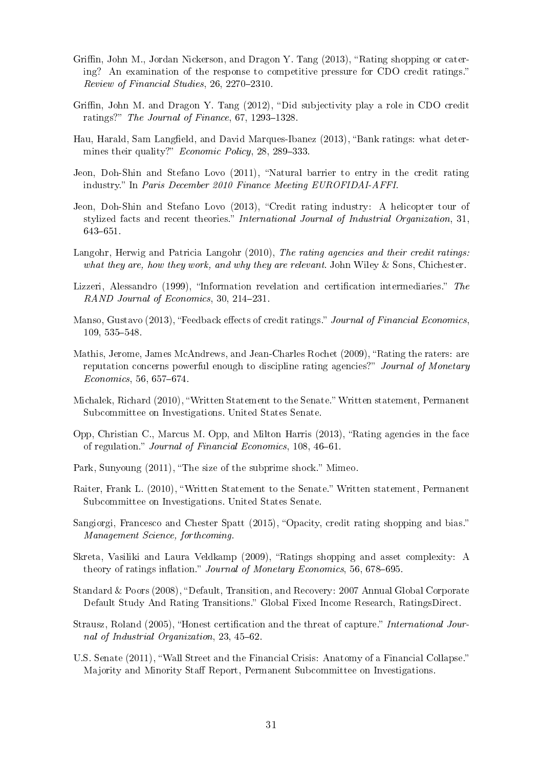Griffin, John M., Jordan Nickerson, and Dragon Y. Tang (2013), "Rating shopping or catering? An examination of the response to competitive pressure for CDO credit ratings." *Review of Financial Studies*, 26, 2270–2310.

Griffin, John M. and Dragon Y. Tang (2012), "Did subjectivity play a role in CDO credit ratings?" *The Journal of Finance*, 67, 1293–1328.

Hau, Harald, Sam Langfield, and David Marques-Ibanez (2013), "Bank ratings: what determines their quality?" *Economic Policy*, 28, 289–333.

Jeon, Doh-Shin and Stefano Lovo (2011), "Natural barrier to entry in the credit rating industry." In *Paris December 2010 Finance Meeting EUROFIDAI-AFFI*.

Jeon, Doh-Shin and Stefano Lovo (2013), "Credit rating industry: A helicopter tour of stylized facts and recent theories." *International Journal of Industrial Organization*, 31, 643–651.

Langohr, Herwig and Patricia Langohr (2010), *The rating agencies and their credit ratings: what they are, how they work, and why they are relevant*. John Wiley & Sons, Chichester.

Lizzeri, Alessandro (1999), "Information revelation and certification intermediaries." *The RAND Journal of Economics*, 30, 214–231.

Manso, Gustavo (2013), "Feedback effects of credit ratings." *Journal of Financial Economics*, 109, 535–548.

Mathis, Jerome, James McAndrews, and Jean-Charles Rochet (2009), "Rating the raters: are reputation concerns powerful enough to discipline rating agencies?" *Journal of Monetary Economics*, 56, 657–674.

Michalek, Richard (2010), "Written Statement to the Senate." Written statement, Permanent Subcommittee on Investigations. United States Senate.

Opp, Christian C., Marcus M. Opp, and Milton Harris (2013), "Rating agencies in the face of regulation." *Journal of Financial Economics*, 108, 46–61.

Park, Sunyoung (2011), "The size of the subprime shock." Mimeo.

Raiter, Frank L. (2010), "Written Statement to the Senate." Written statement, Permanent Subcommittee on Investigations. United States Senate.

Sangiorgi, Francesco and Chester Spatt (2015), "Opacity, credit rating shopping and bias." *Management Science, forthcoming*.

Skreta, Vasiliki and Laura Veldkamp (2009), "Ratings shopping and asset complexity: A theory of ratings inflation." *Journal of Monetary Economics*, 56, 678–695.

Standard & Poors (2008), "Default, Transition, and Recovery: 2007 Annual Global Corporate Default Study And Rating Transitions." Global Fixed Income Research, RatingsDirect.

Strausz, Roland (2005), "Honest certification and the threat of capture." *International Journal of Industrial Organization*, 23, 45–62.

U.S. Senate (2011), "Wall Street and the Financial Crisis: Anatomy of a Financial Collapse." Majority and Minority Staff Report, Permanent Subcommittee on Investigations.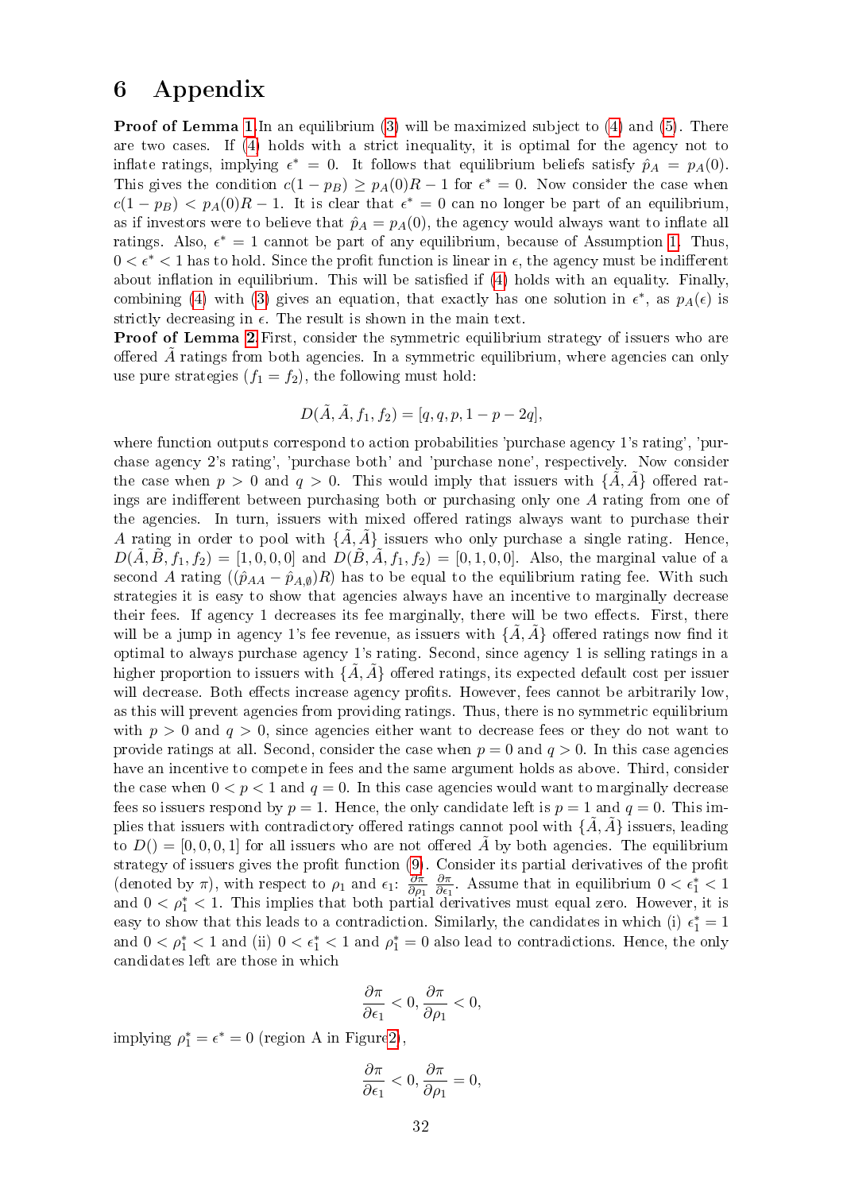# 6 Appendix

**Proof of Lemma 1** In an equilibrium (3) will be maximized subject to (4) and (5). There are two cases. If (4) holds with a strict inequality, it is optimal for the agency not to inflate ratings, implying $\epsilon^* = 0$. It follows that equilibrium beliefs satisfy $\hat{p}_A = p_A(0)$. This gives the condition $c(1-p_B) \geq p_A(0)R - 1$ for $\epsilon^* = 0$. Now consider the case when $c(1-p_B) < p_A(0)R - 1$. It is clear that $\epsilon^* = 0$ can no longer be part of an equilibrium, as if investors were to believe that $\hat{p}_A = p_A(0)$, the agency would always want to inflate all ratings. Also, $\epsilon^* = 1$ cannot be part of any equilibrium, because of Assumption 1. Thus, $0 < \epsilon^* < 1$ has to hold. Since the profit function is linear in $\epsilon$, the agency must be indifferent about inflation in equilibrium. This will be satisfied if (4) holds with an equality. Finally, combining (4) with (3) gives an equation, that exactly has one solution in $\epsilon^*$, as $p_A(\epsilon)$ is strictly decreasing in $\epsilon$. The result is shown in the main text.

**Proof of Lemma 2** First, consider the symmetric equilibrium strategy of issuers who are offered $\tilde{A}$ ratings from both agencies. In a symmetric equilibrium, where agencies can only use pure strategies ($f_1 = f_2$), the following must hold:

$$D(\tilde{A}, \tilde{A}, f_1, f_2) = [q, q, p, 1-p-2q],$$

where function outputs correspond to action probabilities 'purchase agency 1's rating', 'purchase agency 2's rating', 'purchase both' and 'purchase none', respectively. Now consider the case when $p > 0$ and $q > 0$. This would imply that issuers with $\{\tilde{A}, \tilde{A}\}$ offered ratings are indifferent between purchasing both or purchasing only one $A$ rating from one of the agencies. In turn, issuers with mixed offered ratings always want to purchase their $A$ rating in order to pool with $\{\tilde{A}, \tilde{A}\}$ issuers who only purchase a single rating. Hence, $D(\tilde{A}, \tilde{B}, f_1, f_2) = [1, 0, 0, 0]$ and $D(\tilde{B}, \tilde{A}, f_1, f_2) = [0, 1, 0, 0]$. Also, the marginal value of a second $A$ rating ($(\hat{p}_{AA} - \hat{p}_{A,\emptyset})R$) has to be equal to the equilibrium rating fee. With such strategies it is easy to show that agencies always have an incentive to marginally decrease their fees. If agency 1 decreases its fee marginally, there will be two effects. First, there will be a jump in agency 1's fee revenue, as issuers with $\{\tilde{A}, \tilde{A}\}$ offered ratings now find it optimal to always purchase agency 1's rating. Second, since agency 1 is selling ratings in a higher proportion to issuers with $\{\tilde{A}, \tilde{A}\}$ offered ratings, its expected default cost per issuer will decrease. Both effects increase agency profits. However, fees cannot be arbitrarily low, as this will prevent agencies from providing ratings. Thus, there is no symmetric equilibrium with $p > 0$ and $q > 0$, since agencies either want to decrease fees or they do not want to provide ratings at all. Second, consider the case when $p = 0$ and $q > 0$. In this case agencies have an incentive to compete in fees and the same argument holds as above. Third, consider the case when $0 < p < 1$ and $q = 0$. In this case agencies would want to marginally decrease fees so issuers respond by $p = 1$. Hence, the only candidate left is $p = 1$ and $q = 0$. This implies that issuers with contradictory offered ratings cannot pool with $\{\tilde{A}, \tilde{A}\}$ issuers, leading to $D() = [0, 0, 0, 1]$ for all issuers who are not offered $\tilde{A}$ by both agencies. The equilibrium strategy of issuers gives the profit function (9). Consider its partial derivatives of the profit (denoted by $\pi$), with respect to $\rho_1$ and $\epsilon_1$: $\frac{\partial \pi}{\partial \rho_1}$ $\frac{\partial \pi}{\partial \epsilon_1}$. Assume that in equilibrium $0 < \epsilon_1^* < 1$ and $0 < \rho_1^* < 1$. This implies that both partial derivatives must equal zero. However, it is easy to show that this leads to a contradiction. Similarly, the candidates in which (i) $\epsilon_1^* = 1$ and $0 < \rho_1^* < 1$ and (ii) $0 < \epsilon_1^* < 1$ and $\rho_1^* = 0$ also lead to contradictions. Hence, the only candidates left are those in which

$$\frac{\partial \pi}{\partial \epsilon_1} < 0, \frac{\partial \pi}{\partial \rho_1} < 0,$$

implying $\rho_1^* = \epsilon^* = 0$ (region A in Figure 2),

$$\frac{\partial \pi}{\partial \epsilon_1} < 0, \frac{\partial \pi}{\partial \rho_1} = 0,$$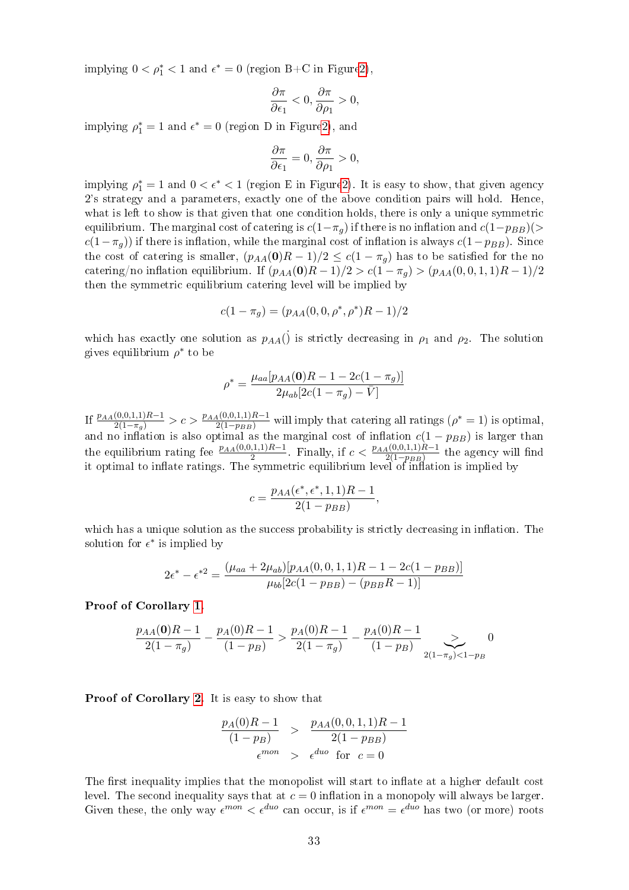implying $0 < \rho_1^* < 1$ and $\epsilon^* = 0$ (region B+C in Figure2),

$$\frac{\partial \pi}{\partial \epsilon_1} < 0, \frac{\partial \pi}{\partial \rho_1} > 0,$$

implying $\rho_1^* = 1$ and $\epsilon^* = 0$ (region D in Figure2), and

$$\frac{\partial \pi}{\partial \epsilon_1} = 0, \frac{\partial \pi}{\partial \rho_1} > 0,$$

implying $\rho_1^* = 1$ and $0 < \epsilon^* < 1$ (region E in Figure2). It is easy to show, that given agency 2's strategy and parameters, exactly one of the above condition pairs will hold. Hence, what is left to show is that given that one condition holds, there is only a unique symmetric equilibrium. The marginal cost of catering is $c(1-\pi_g)$ if there is no inflation and $c(1-p_{BB})(> c(1-\pi_g))$ if there is inflation, while the marginal cost of inflation is always $c(1-p_{BB})$. Since the cost of catering is smaller, $(p_{AA}(\mathbf{0})R-1)/2 \leq c(1-\pi_g)$ has to be satisfied for the no catering/no inflation equilibrium. If $(p_{AA}(\mathbf{0})R-1)/2 > c(1-\pi_g) > (p_{AA}(0,0,1,1)R-1)/2$ then the symmetric equilibrium catering level will be implied by

$$c(1-\pi_g) = (p_{AA}(0,0,\rho^*,\rho^*)R-1)/2$$

which has exactly one solution as $p_{AA}()$ is strictly decreasing in $\rho_1$ and $\rho_2$. The solution gives equilibrium $\rho^*$ to be

$$\rho^* = \frac{\mu_{aa}[p_{AA}(\mathbf{0})R - 1 - 2c(1-\pi_g)]}{2\mu_{ab}[2c(1-\pi_g) - \bar{V}]}$$

If $\frac{p_{AA}(0,0,1,1)R-1}{2(1-\pi_g)} > c > \frac{p_{AA}(0,0,1,1)R-1}{2(1-p_{BB})}$ will imply that catering all ratings ($\rho^* = 1$) is optimal, and no inflation is also optimal as the marginal cost of inflation $c(1-p_{BB})$ is larger than the equilibrium rating fee $\frac{p_{AA}(0,0,1,1)R-1}{2}$. Finally, if $c < \frac{p_{AA}(0,0,1,1)R-1}{2(1-p_{BB})}$ the agency will find it optimal to inflate ratings. The symmetric equilibrium level of inflation is implied by

$$c = \frac{p_{AA}(\epsilon^*, \epsilon^*, 1, 1)R - 1}{2(1-p_{BB})},$$

which has a unique solution as the success probability is strictly decreasing in inflation. The solution for $\epsilon^*$ is implied by

$$2\epsilon^* - \epsilon^{*2} = \frac{(\mu_{aa} + 2\mu_{ab})[p_{AA}(0,0,1,1)R - 1 - 2c(1-p_{BB})]}{\mu_{bb}[2c(1-p_{BB}) - (p_{BB}R - 1)]}$$

**Proof of Corollary 1.**

$$\frac{p_{AA}(\mathbf{0})R-1}{2(1-\pi_g)} - \frac{p_A(0)R-1}{(1-p_B)} > \frac{p_A(0)R-1}{2(1-\pi_g)} - \frac{p_A(0)R-1}{(1-p_B)} \underbrace{>}_{2(1-\pi_g)<1-p_B} 0$$

**Proof of Corollary 2.** It is easy to show that

$$\begin{aligned}\frac{p_A(0)R-1}{(1-p_B)} &> \frac{p_{AA}(0,0,1,1)R-1}{2(1-p_{BB})} \\ \epsilon^{mon} &> \epsilon^{duo} \text{ for } c = 0\end{aligned}$$

The first inequality implies that the monopolist will start to inflate at a higher default cost level. The second inequality says that at $c = 0$ inflation in a monopoly will always be larger. Given these, the only way $\epsilon^{mon} < \epsilon^{duo}$ can occur, is if $\epsilon^{mon} = \epsilon^{duo}$ has two (or more) roots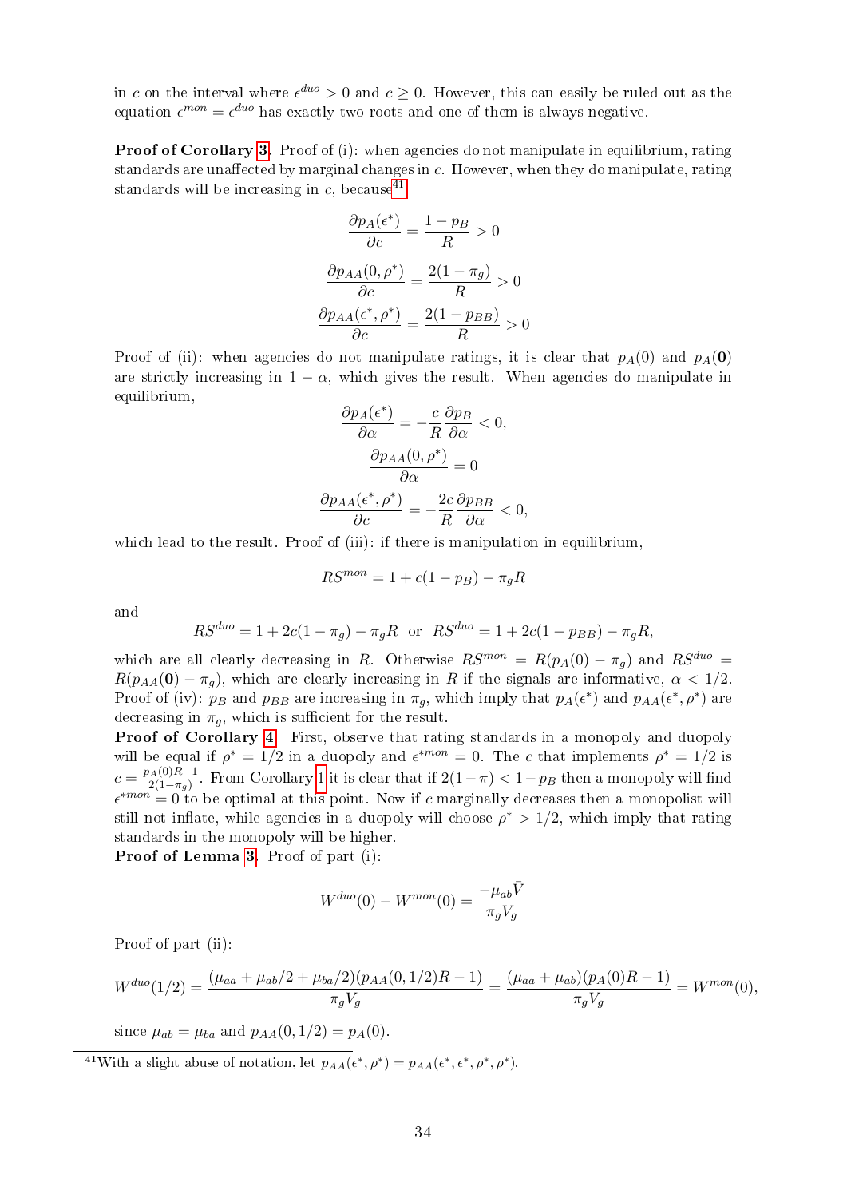in $c$ on the interval where $\epsilon^{duo} > 0$ and $c \geq 0$. However, this can easily be ruled out as the equation $\epsilon^{mon} = \epsilon^{duo}$ has exactly two roots and one of them is always negative.

**Proof of Corollary 3.** Proof of (i): when agencies do not manipulate in equilibrium, rating standards are unaffected by marginal changes in $c$. However, when they do manipulate, rating standards will be increasing in $c$, because[41]

$$\frac{\partial p_A(\epsilon^*)}{\partial c} = \frac{1-p_B}{R} > 0$$

$$\frac{\partial p_{AA}(0,\rho^*)}{\partial c} = \frac{2(1-\pi_g)}{R} > 0$$

$$\frac{\partial p_{AA}(\epsilon^*,\rho^*)}{\partial c} = \frac{2(1-p_{BB})}{R} > 0$$

Proof of (ii): when agencies do not manipulate ratings, it is clear that $p_A(0)$ and $p_A(\mathbf{0})$ are strictly increasing in $1-\alpha$, which gives the result. When agencies do manipulate in equilibrium,

$$\frac{\partial p_A(\epsilon^*)}{\partial \alpha} = -\frac{c}{R}\frac{\partial p_B}{\partial \alpha} < 0,$$

$$\frac{\partial p_{AA}(0,\rho^*)}{\partial \alpha} = 0$$

$$\frac{\partial p_{AA}(\epsilon^*,\rho^*)}{\partial c} = -\frac{2c}{R}\frac{\partial p_{BB}}{\partial \alpha} < 0,$$

which lead to the result. Proof of (iii): if there is manipulation in equilibrium,

$$RS^{mon} = 1 + c(1-p_B) - \pi_g R$$

and

$$RS^{duo} = 1 + 2c(1-\pi_g) - \pi_g R \quad \text{or} \quad RS^{duo} = 1 + 2c(1-p_{BB}) - \pi_g R,$$

which are all clearly decreasing in $R$. Otherwise $RS^{mon} = R(p_A(0) - \pi_g)$ and $RS^{duo} = R(p_{AA}(\mathbf{0}) - \pi_g)$, which are clearly increasing in $R$ if the signals are informative, $\alpha < 1/2$.

Proof of (iv): $p_B$ and $p_{BB}$ are increasing in $\pi_g$, which imply that $p_A(\epsilon^*)$ and $p_{AA}(\epsilon^*,\rho^*)$ are decreasing in $\pi_g$, which is sufficient for the result.

**Proof of Corollary 4.** First, observe that rating standards in a monopoly and duopoly will be equal if $\rho^* = 1/2$ in a duopoly and $\epsilon^{*mon} = 0$. The $c$ that implements $\rho^* = 1/2$ is $c = \frac{p_A(0)R-1}{2(1-\pi_g)}$. From Corollary 1 it is clear that if $2(1-\pi) < 1-p_B$ then a monopoly will find $\epsilon^{*mon} = 0$ to be optimal at this point. Now if $c$ marginally decreases then a monopolist will still not inflate, while agencies in a duopoly will choose $\rho^* > 1/2$, which imply that rating standards in the monopoly will be higher.

**Proof of Lemma 3.** Proof of part (i):

$$W^{duo}(0) - W^{mon}(0) = \frac{-\mu_{ab}\bar{V}}{\pi_g V_g}$$

Proof of part (ii):

$$W^{duo}(1/2) = \frac{(\mu_{aa} + \mu_{ab}/2 + \mu_{ba}/2)(p_{AA}(0,1/2)R - 1)}{\pi_g V_g} = \frac{(\mu_{aa} + \mu_{ab})(p_A(0)R - 1)}{\pi_g V_g} = W^{mon}(0),$$

since $\mu_{ab} = \mu_{ba}$ and $p_{AA}(0, 1/2) = p_A(0)$.

[41] With a slight abuse of notation, let $p_{AA}(\epsilon^*,\rho^*) = p_{AA}(\epsilon^*,\epsilon^*,\rho^*,\rho^*)$.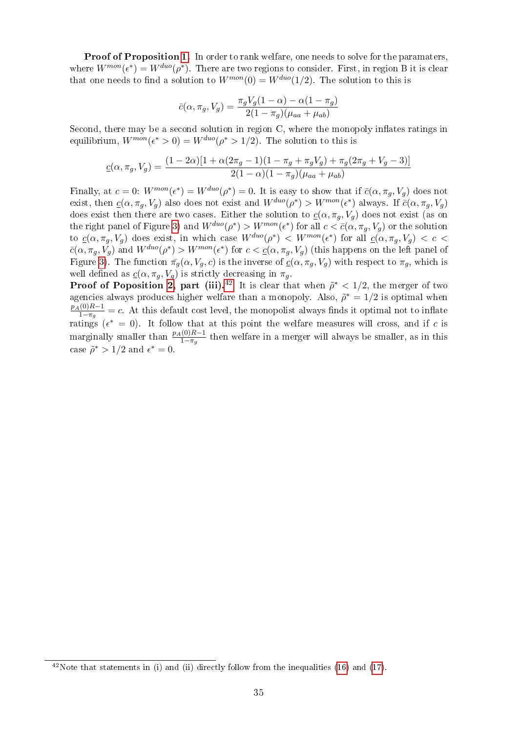**Proof of Proposition 1.** In order to rank welfare, one needs to solve for the paramaters, where $W^{mon}(\epsilon^*) = W^{duo}(\rho^*)$. There are two regions to consider. First, in region B it is clear that one needs to find a solution to $W^{mon}(0) = W^{duo}(1/2)$. The solution to this is

$$\bar{c}(\alpha, \pi_g, V_g) = \frac{\pi_g V_g (1-\alpha) - \alpha(1-\pi_g)}{2(1-\pi_g)(\mu_{aa} + \mu_{ab})}$$

Second, there may be a second solution in region C, where the monopoly inflates ratings in equilibrium, $W^{mon}(\epsilon^* > 0) = W^{duo}(\rho^* > 1/2)$. The solution to this is

$$\underline{c}(\alpha, \pi_g, V_g) = \frac{(1-2\alpha)[1 + \alpha(2\pi_g - 1)(1 - \pi_g + \pi_g V_g) + \pi_g(2\pi_g + V_g - 3)]}{2(1-\alpha)(1-\pi_g)(\mu_{aa} + \mu_{ab})}$$

Finally, at $c = 0$: $W^{mon}(\epsilon^*) = W^{duo}(\rho^*) = 0$. It is easy to show that if $\bar{c}(\alpha, \pi_g, V_g)$ does not exist, then $\underline{c}(\alpha, \pi_g, V_g)$ also does not exist and $W^{duo}(\rho^*) > W^{mon}(\epsilon^*)$ always. If $\bar{c}(\alpha, \pi_g, V_g)$ does exist then there are two cases. Either the solution to $\underline{c}(\alpha, \pi_g, V_g)$ does not exist (as on the right panel of Figure 3) and $W^{duo}(\rho^*) > W^{mon}(\epsilon^*)$ for all $c < \bar{c}(\alpha, \pi_g, V_g)$ or the solution to $\underline{c}(\alpha, \pi_g, V_g)$ does exist, in which case $W^{duo}(\rho^*) < W^{mon}(\epsilon^*)$ for all $\underline{c}(\alpha, \pi_g, V_g) < c < \bar{c}(\alpha, \pi_g, V_g)$ and $W^{duo}(\rho^*) > W^{mon}(\epsilon^*)$ for $c < \underline{c}(\alpha, \pi_g, V_g)$ (this happens on the left panel of Figure 3). The function $\bar{\pi}_g(\alpha, V_g, c)$ is the inverse of $\underline{c}(\alpha, \pi_g, V_g)$ with respect to $\pi_g$, which is well defined as $\underline{c}(\alpha, \pi_g, V_g)$ is strictly decreasing in $\pi_g$.

**Proof of Poposition 2, part (iii).**[42] It is clear that when $\tilde{\rho}^* < 1/2$, the merger of two agencies always produces higher welfare than a monopoly. Also, $\tilde{\rho}^* = 1/2$ is optimal when $\frac{p_A(0)R - 1}{1-\pi_g} = c$. At this default cost level, the monopolist always finds it optimal not to inflate ratings ($\epsilon^* = 0$). It follow that at this point the welfare measures will cross, and if $c$ is marginally smaller than $\frac{p_A(0)R-1}{1-\pi_g}$ then welfare in a merger will always be smaller, as in this case $\tilde{\rho}^* > 1/2$ and $\epsilon^* = 0$.

[42] Note that statements in (i) and (ii) directly follow from the inequalities (16) and (17).